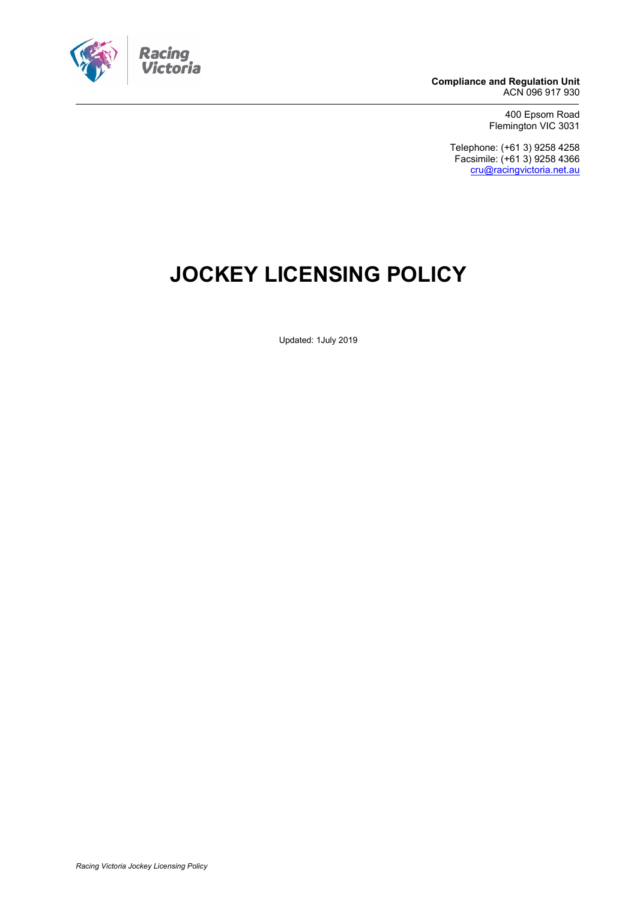Racing Victoria

**Compliance and Regulation Unit**
ACN 096 917 930

400 Epsom Road
Flemington VIC 3031

Telephone: (+61 3) 9258 4258
Facsimile: (+61 3) 9258 4366
cru@racingvictoria.net.au

# JOCKEY LICENSING POLICY

Updated: 1July 2019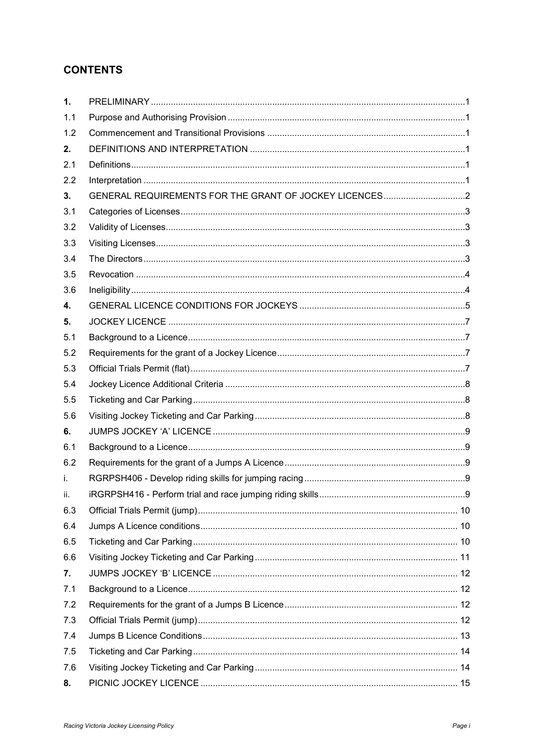## CONTENTS

| | | |
|---|---|---|
| **1.** | PRELIMINARY | 1 |
| 1.1 | Purpose and Authorising Provision | 1 |
| 1.2 | Commencement and Transitional Provisions | 1 |
| **2.** | DEFINITIONS AND INTERPRETATION | 1 |
| 2.1 | Definitions | 1 |
| 2.2 | Interpretation | 1 |
| **3.** | GENERAL REQUIREMENTS FOR THE GRANT OF JOCKEY LICENCES | 2 |
| 3.1 | Categories of Licenses | 3 |
| 3.2 | Validity of Licenses | 3 |
| 3.3 | Visiting Licenses | 3 |
| 3.4 | The Directors | 3 |
| 3.5 | Revocation | 4 |
| 3.6 | Ineligibility | 4 |
| **4.** | GENERAL LICENCE CONDITIONS FOR JOCKEYS | 5 |
| **5.** | JOCKEY LICENCE | 7 |
| 5.1 | Background to a Licence | 7 |
| 5.2 | Requirements for the grant of a Jockey Licence | 7 |
| 5.3 | Official Trials Permit (flat) | 7 |
| 5.4 | Jockey Licence Additional Criteria | 8 |
| 5.5 | Ticketing and Car Parking | 8 |
| 5.6 | Visiting Jockey Ticketing and Car Parking | 8 |
| **6.** | JUMPS JOCKEY 'A' LICENCE | 9 |
| 6.1 | Background to a Licence | 9 |
| 6.2 | Requirements for the grant of a Jumps A Licence | 9 |
| i. | RGRPSH406 - Develop riding skills for jumping racing | 9 |
| ii. | iRGRPSH416 - Perform trial and race jumping riding skills | 9 |
| 6.3 | Official Trials Permit (jump) | 10 |
| 6.4 | Jumps A Licence conditions | 10 |
| 6.5 | Ticketing and Car Parking | 10 |
| 6.6 | Visiting Jockey Ticketing and Car Parking | 11 |
| **7.** | JUMPS JOCKEY 'B' LICENCE | 12 |
| 7.1 | Background to a Licence | 12 |
| 7.2 | Requirements for the grant of a Jumps B Licence | 12 |
| 7.3 | Official Trials Permit (jump) | 12 |
| 7.4 | Jumps B Licence Conditions | 13 |
| 7.5 | Ticketing and Car Parking | 14 |
| 7.6 | Visiting Jockey Ticketing and Car Parking | 14 |
| **8.** | PICNIC JOCKEY LICENCE | 15 |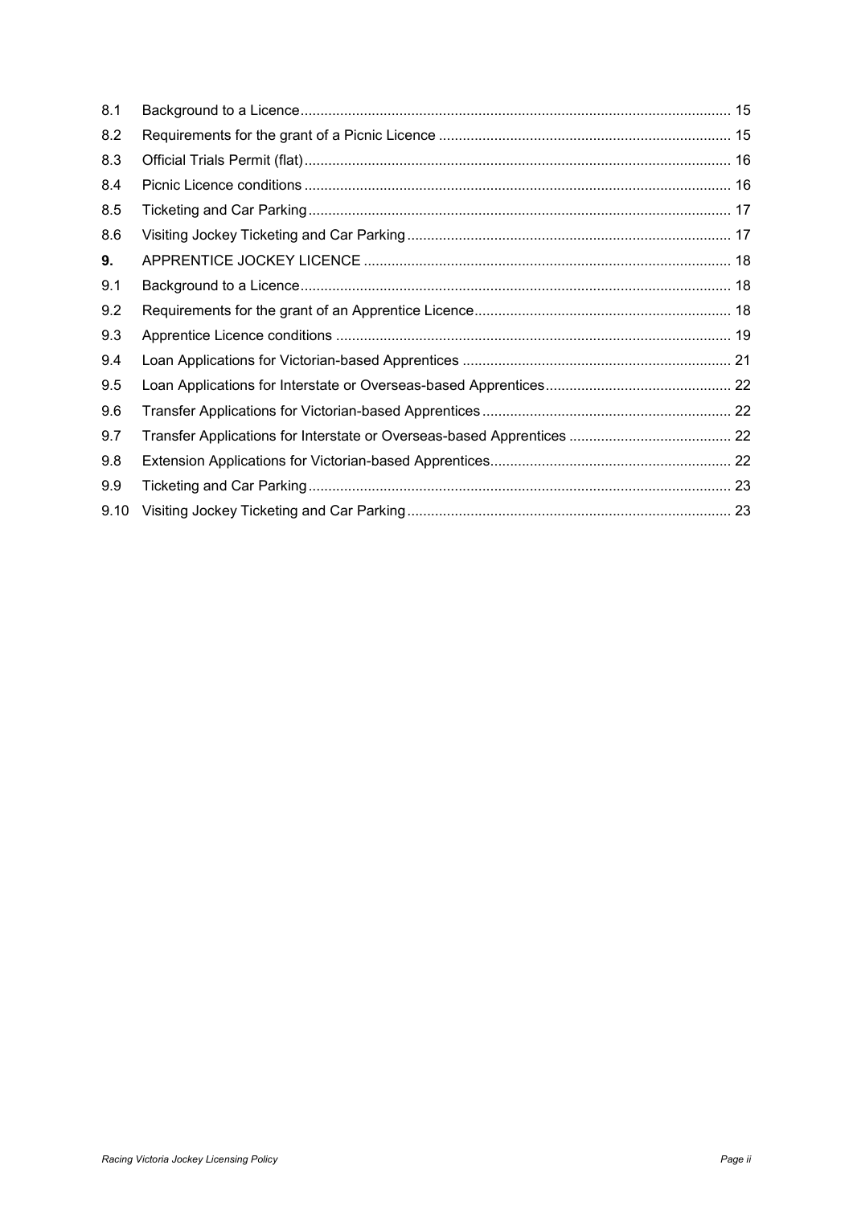| | | |
|---|---|---|
| 8.1 | Background to a Licence | 15 |
| 8.2 | Requirements for the grant of a Picnic Licence | 15 |
| 8.3 | Official Trials Permit (flat) | 16 |
| 8.4 | Picnic Licence conditions | 16 |
| 8.5 | Ticketing and Car Parking | 17 |
| 8.6 | Visiting Jockey Ticketing and Car Parking | 17 |
| **9.** | APPRENTICE JOCKEY LICENCE | 18 |
| 9.1 | Background to a Licence | 18 |
| 9.2 | Requirements for the grant of an Apprentice Licence | 18 |
| 9.3 | Apprentice Licence conditions | 19 |
| 9.4 | Loan Applications for Victorian-based Apprentices | 21 |
| 9.5 | Loan Applications for Interstate or Overseas-based Apprentices | 22 |
| 9.6 | Transfer Applications for Victorian-based Apprentices | 22 |
| 9.7 | Transfer Applications for Interstate or Overseas-based Apprentices | 22 |
| 9.8 | Extension Applications for Victorian-based Apprentices | 22 |
| 9.9 | Ticketing and Car Parking | 23 |
| 9.10 | Visiting Jockey Ticketing and Car Parking | 23 |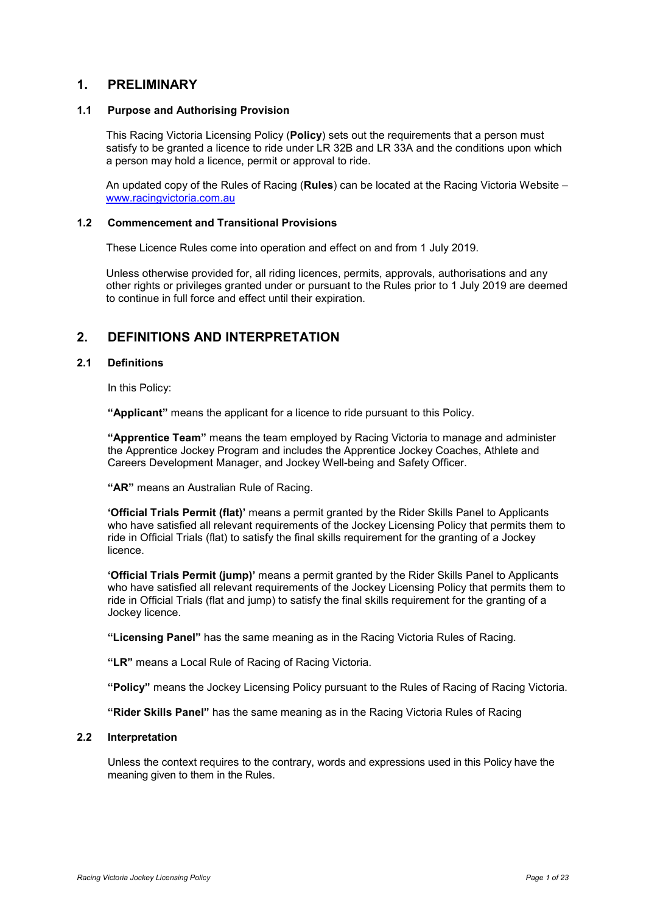## 1. PRELIMINARY

### 1.1 Purpose and Authorising Provision

This Racing Victoria Licensing Policy (**Policy**) sets out the requirements that a person must satisfy to be granted a licence to ride under LR 32B and LR 33A and the conditions upon which a person may hold a licence, permit or approval to ride.

An updated copy of the Rules of Racing (**Rules**) can be located at the Racing Victoria Website – www.racingvictoria.com.au

### 1.2 Commencement and Transitional Provisions

These Licence Rules come into operation and effect on and from 1 July 2019.

Unless otherwise provided for, all riding licences, permits, approvals, authorisations and any other rights or privileges granted under or pursuant to the Rules prior to 1 July 2019 are deemed to continue in full force and effect until their expiration.

## 2. DEFINITIONS AND INTERPRETATION

### 2.1 Definitions

In this Policy:

**"Applicant"** means the applicant for a licence to ride pursuant to this Policy.

**"Apprentice Team"** means the team employed by Racing Victoria to manage and administer the Apprentice Jockey Program and includes the Apprentice Jockey Coaches, Athlete and Careers Development Manager, and Jockey Well-being and Safety Officer.

**"AR"** means an Australian Rule of Racing.

**'Official Trials Permit (flat)'** means a permit granted by the Rider Skills Panel to Applicants who have satisfied all relevant requirements of the Jockey Licensing Policy that permits them to ride in Official Trials (flat) to satisfy the final skills requirement for the granting of a Jockey licence.

**'Official Trials Permit (jump)'** means a permit granted by the Rider Skills Panel to Applicants who have satisfied all relevant requirements of the Jockey Licensing Policy that permits them to ride in Official Trials (flat and jump) to satisfy the final skills requirement for the granting of a Jockey licence.

**"Licensing Panel"** has the same meaning as in the Racing Victoria Rules of Racing.

**"LR"** means a Local Rule of Racing of Racing Victoria.

**"Policy"** means the Jockey Licensing Policy pursuant to the Rules of Racing of Racing Victoria.

**"Rider Skills Panel"** has the same meaning as in the Racing Victoria Rules of Racing

### 2.2 Interpretation

Unless the context requires to the contrary, words and expressions used in this Policy have the meaning given to them in the Rules.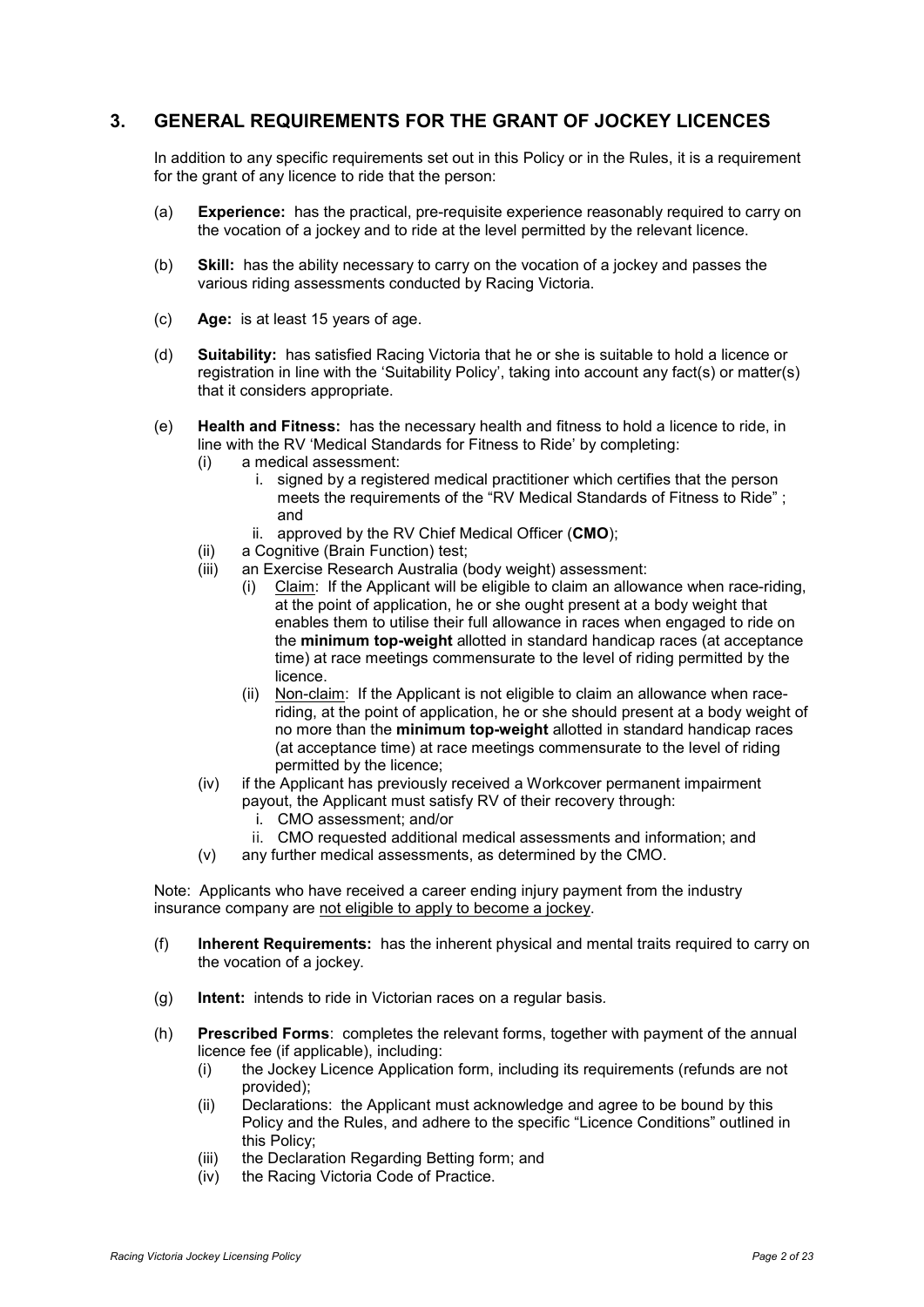## 3. GENERAL REQUIREMENTS FOR THE GRANT OF JOCKEY LICENCES

In addition to any specific requirements set out in this Policy or in the Rules, it is a requirement for the grant of any licence to ride that the person:

(a) **Experience:** has the practical, pre-requisite experience reasonably required to carry on the vocation of a jockey and to ride at the level permitted by the relevant licence.

(b) **Skill:** has the ability necessary to carry on the vocation of a jockey and passes the various riding assessments conducted by Racing Victoria.

(c) **Age:** is at least 15 years of age.

(d) **Suitability:** has satisfied Racing Victoria that he or she is suitable to hold a licence or registration in line with the 'Suitability Policy', taking into account any fact(s) or matter(s) that it considers appropriate.

(e) **Health and Fitness:** has the necessary health and fitness to hold a licence to ride, in line with the RV 'Medical Standards for Fitness to Ride' by completing:
   - (i) a medical assessment:
      - i. signed by a registered medical practitioner which certifies that the person meets the requirements of the "RV Medical Standards of Fitness to Ride" ; and
      - ii. approved by the RV Chief Medical Officer (**CMO**);
   - (ii) a Cognitive (Brain Function) test;
   - (iii) an Exercise Research Australia (body weight) assessment:
      - (i) Claim: If the Applicant will be eligible to claim an allowance when race-riding, at the point of application, he or she ought present at a body weight that enables them to utilise their full allowance in races when engaged to ride on the **minimum top-weight** allotted in standard handicap races (at acceptance time) at race meetings commensurate to the level of riding permitted by the licence.
      - (ii) Non-claim: If the Applicant is not eligible to claim an allowance when race-riding, at the point of application, he or she should present at a body weight of no more than the **minimum top-weight** allotted in standard handicap races (at acceptance time) at race meetings commensurate to the level of riding permitted by the licence;
   - (iv) if the Applicant has previously received a Workcover permanent impairment payout, the Applicant must satisfy RV of their recovery through:
      - i. CMO assessment; and/or
      - ii. CMO requested additional medical assessments and information; and
   - (v) any further medical assessments, as determined by the CMO.

Note: Applicants who have received a career ending injury payment from the industry insurance company are not eligible to apply to become a jockey.

(f) **Inherent Requirements:** has the inherent physical and mental traits required to carry on the vocation of a jockey.

(g) **Intent:** intends to ride in Victorian races on a regular basis.

(h) **Prescribed Forms**: completes the relevant forms, together with payment of the annual licence fee (if applicable), including:
   - (i) the Jockey Licence Application form, including its requirements (refunds are not provided);
   - (ii) Declarations: the Applicant must acknowledge and agree to be bound by this Policy and the Rules, and adhere to the specific "Licence Conditions" outlined in this Policy;
   - (iii) the Declaration Regarding Betting form; and
   - (iv) the Racing Victoria Code of Practice.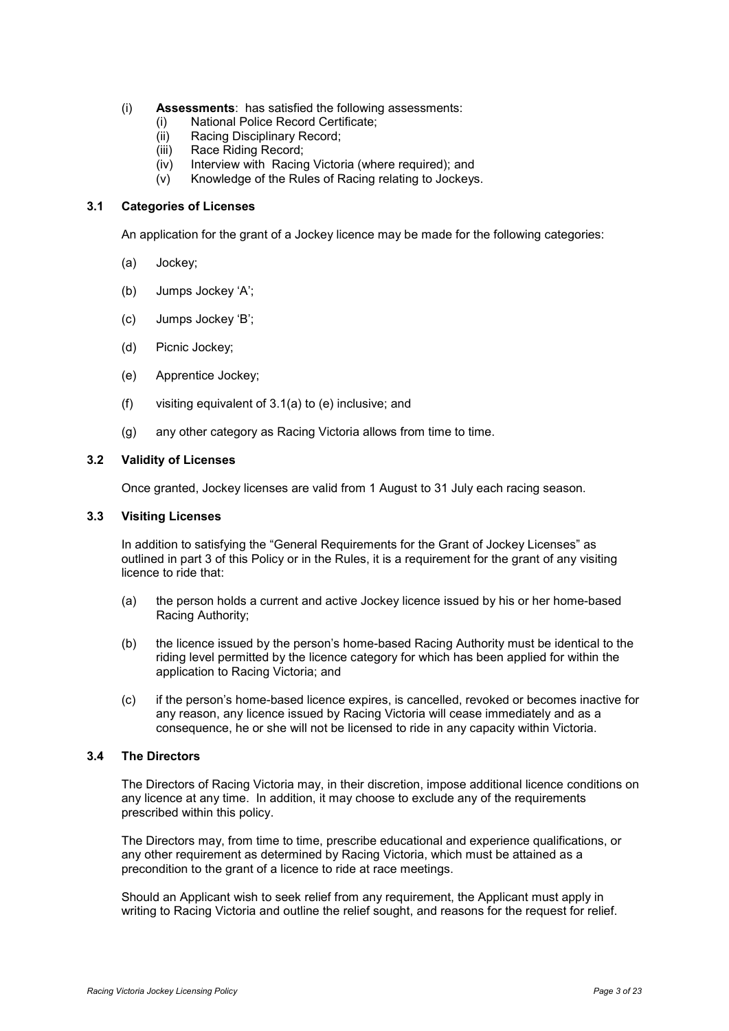(i) **Assessments**: has satisfied the following assessments:
   (i) National Police Record Certificate;
   (ii) Racing Disciplinary Record;
   (iii) Race Riding Record;
   (iv) Interview with Racing Victoria (where required); and
   (v) Knowledge of the Rules of Racing relating to Jockeys.

### 3.1 Categories of Licenses

An application for the grant of a Jockey licence may be made for the following categories:

(a) Jockey;

(b) Jumps Jockey 'A';

(c) Jumps Jockey 'B';

(d) Picnic Jockey;

(e) Apprentice Jockey;

(f) visiting equivalent of 3.1(a) to (e) inclusive; and

(g) any other category as Racing Victoria allows from time to time.

### 3.2 Validity of Licenses

Once granted, Jockey licenses are valid from 1 August to 31 July each racing season.

### 3.3 Visiting Licenses

In addition to satisfying the "General Requirements for the Grant of Jockey Licenses" as outlined in part 3 of this Policy or in the Rules, it is a requirement for the grant of any visiting licence to ride that:

(a) the person holds a current and active Jockey licence issued by his or her home-based Racing Authority;

(b) the licence issued by the person's home-based Racing Authority must be identical to the riding level permitted by the licence category for which has been applied for within the application to Racing Victoria; and

(c) if the person's home-based licence expires, is cancelled, revoked or becomes inactive for any reason, any licence issued by Racing Victoria will cease immediately and as a consequence, he or she will not be licensed to ride in any capacity within Victoria.

### 3.4 The Directors

The Directors of Racing Victoria may, in their discretion, impose additional licence conditions on any licence at any time. In addition, it may choose to exclude any of the requirements prescribed within this policy.

The Directors may, from time to time, prescribe educational and experience qualifications, or any other requirement as determined by Racing Victoria, which must be attained as a precondition to the grant of a licence to ride at race meetings.

Should an Applicant wish to seek relief from any requirement, the Applicant must apply in writing to Racing Victoria and outline the relief sought, and reasons for the request for relief.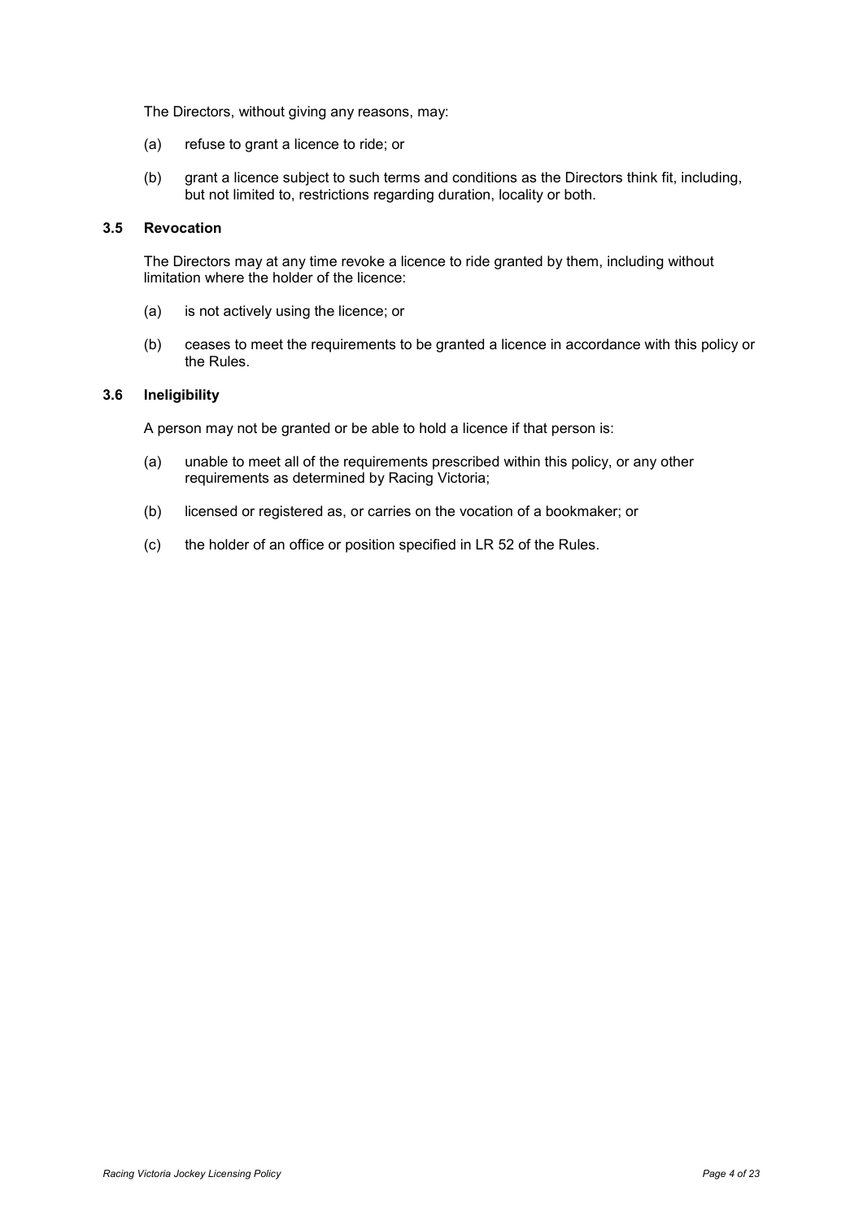The Directors, without giving any reasons, may:

(a) refuse to grant a licence to ride; or

(b) grant a licence subject to such terms and conditions as the Directors think fit, including, but not limited to, restrictions regarding duration, locality or both.

### 3.5 Revocation

The Directors may at any time revoke a licence to ride granted by them, including without limitation where the holder of the licence:

(a) is not actively using the licence; or

(b) ceases to meet the requirements to be granted a licence in accordance with this policy or the Rules.

### 3.6 Ineligibility

A person may not be granted or be able to hold a licence if that person is:

(a) unable to meet all of the requirements prescribed within this policy, or any other requirements as determined by Racing Victoria;

(b) licensed or registered as, or carries on the vocation of a bookmaker; or

(c) the holder of an office or position specified in LR 52 of the Rules.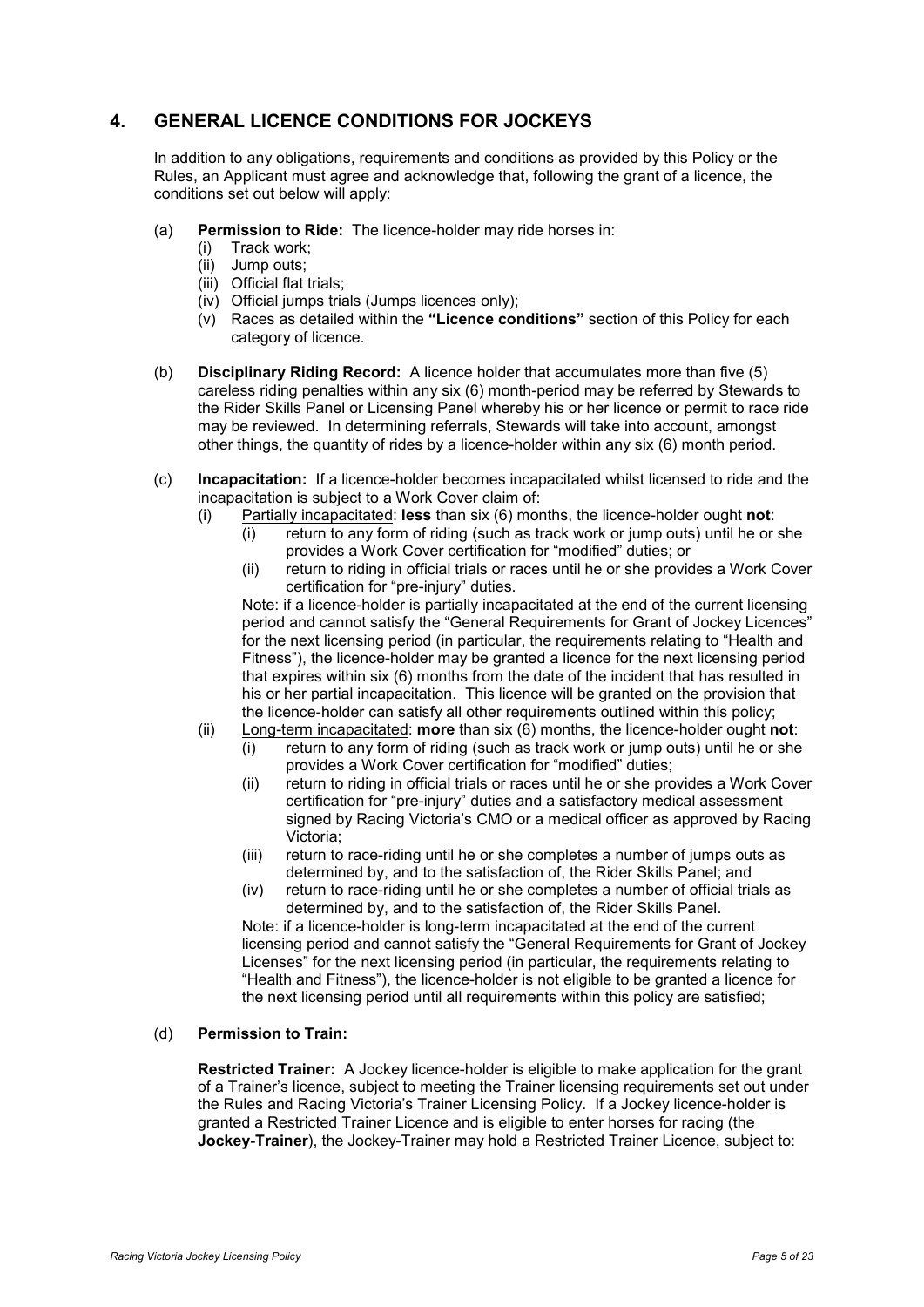## 4. GENERAL LICENCE CONDITIONS FOR JOCKEYS

In addition to any obligations, requirements and conditions as provided by this Policy or the Rules, an Applicant must agree and acknowledge that, following the grant of a licence, the conditions set out below will apply:

(a) **Permission to Ride:** The licence-holder may ride horses in:

- (i) Track work;
- (ii) Jump outs;
- (iii) Official flat trials;
- (iv) Official jumps trials (Jumps licences only);
- (v) Races as detailed within the **"Licence conditions"** section of this Policy for each category of licence.

(b) **Disciplinary Riding Record:** A licence holder that accumulates more than five (5) careless riding penalties within any six (6) month-period may be referred by Stewards to the Rider Skills Panel or Licensing Panel whereby his or her licence or permit to race ride may be reviewed. In determining referrals, Stewards will take into account, amongst other things, the quantity of rides by a licence-holder within any six (6) month period.

(c) **Incapacitation:** If a licence-holder becomes incapacitated whilst licensed to ride and the incapacitation is subject to a Work Cover claim of:

- (i) Partially incapacitated: **less** than six (6) months, the licence-holder ought **not**:
  - (i) return to any form of riding (such as track work or jump outs) until he or she provides a Work Cover certification for "modified" duties; or
  - (ii) return to riding in official trials or races until he or she provides a Work Cover certification for "pre-injury" duties.

  Note: if a licence-holder is partially incapacitated at the end of the current licensing period and cannot satisfy the "General Requirements for Grant of Jockey Licences" for the next licensing period (in particular, the requirements relating to "Health and Fitness"), the licence-holder may be granted a licence for the next licensing period that expires within six (6) months from the date of the incident that has resulted in his or her partial incapacitation. This licence will be granted on the provision that the licence-holder can satisfy all other requirements outlined within this policy;

- (ii) Long-term incapacitated: **more** than six (6) months, the licence-holder ought **not**:
  - (i) return to any form of riding (such as track work or jump outs) until he or she provides a Work Cover certification for "modified" duties;
  - (ii) return to riding in official trials or races until he or she provides a Work Cover certification for "pre-injury" duties and a satisfactory medical assessment signed by Racing Victoria's CMO or a medical officer as approved by Racing Victoria;
  - (iii) return to race-riding until he or she completes a number of jumps outs as determined by, and to the satisfaction of, the Rider Skills Panel; and
  - (iv) return to race-riding until he or she completes a number of official trials as determined by, and to the satisfaction of, the Rider Skills Panel.

  Note: if a licence-holder is long-term incapacitated at the end of the current licensing period and cannot satisfy the "General Requirements for Grant of Jockey Licenses" for the next licensing period (in particular, the requirements relating to "Health and Fitness"), the licence-holder is not eligible to be granted a licence for the next licensing period until all requirements within this policy are satisfied;

(d) **Permission to Train:**

**Restricted Trainer:** A Jockey licence-holder is eligible to make application for the grant of a Trainer's licence, subject to meeting the Trainer licensing requirements set out under the Rules and Racing Victoria's Trainer Licensing Policy. If a Jockey licence-holder is granted a Restricted Trainer Licence and is eligible to enter horses for racing (the **Jockey-Trainer**), the Jockey-Trainer may hold a Restricted Trainer Licence, subject to: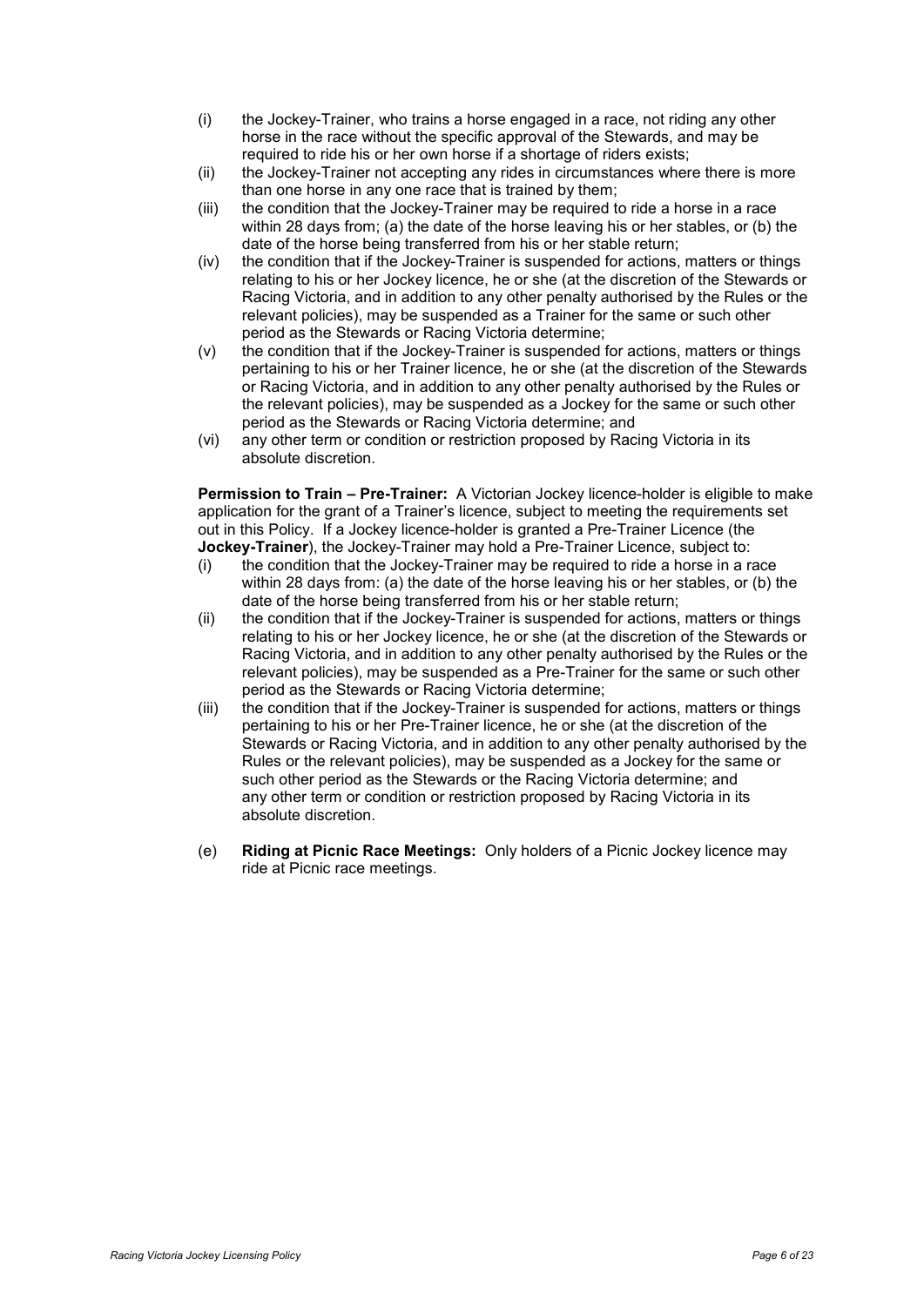(i) the Jockey-Trainer, who trains a horse engaged in a race, not riding any other horse in the race without the specific approval of the Stewards, and may be required to ride his or her own horse if a shortage of riders exists;

(ii) the Jockey-Trainer not accepting any rides in circumstances where there is more than one horse in any one race that is trained by them;

(iii) the condition that the Jockey-Trainer may be required to ride a horse in a race within 28 days from; (a) the date of the horse leaving his or her stables, or (b) the date of the horse being transferred from his or her stable return;

(iv) the condition that if the Jockey-Trainer is suspended for actions, matters or things relating to his or her Jockey licence, he or she (at the discretion of the Stewards or Racing Victoria, and in addition to any other penalty authorised by the Rules or the relevant policies), may be suspended as a Trainer for the same or such other period as the Stewards or Racing Victoria determine;

(v) the condition that if the Jockey-Trainer is suspended for actions, matters or things pertaining to his or her Trainer licence, he or she (at the discretion of the Stewards or Racing Victoria, and in addition to any other penalty authorised by the Rules or the relevant policies), may be suspended as a Jockey for the same or such other period as the Stewards or Racing Victoria determine; and

(vi) any other term or condition or restriction proposed by Racing Victoria in its absolute discretion.

**Permission to Train – Pre-Trainer:** A Victorian Jockey licence-holder is eligible to make application for the grant of a Trainer's licence, subject to meeting the requirements set out in this Policy. If a Jockey licence-holder is granted a Pre-Trainer Licence (the **Jockey-Trainer**), the Jockey-Trainer may hold a Pre-Trainer Licence, subject to:

(i) the condition that the Jockey-Trainer may be required to ride a horse in a race within 28 days from: (a) the date of the horse leaving his or her stables, or (b) the date of the horse being transferred from his or her stable return;

(ii) the condition that if the Jockey-Trainer is suspended for actions, matters or things relating to his or her Jockey licence, he or she (at the discretion of the Stewards or Racing Victoria, and in addition to any other penalty authorised by the Rules or the relevant policies), may be suspended as a Pre-Trainer for the same or such other period as the Stewards or Racing Victoria determine;

(iii) the condition that if the Jockey-Trainer is suspended for actions, matters or things pertaining to his or her Pre-Trainer licence, he or she (at the discretion of the Stewards or Racing Victoria, and in addition to any other penalty authorised by the Rules or the relevant policies), may be suspended as a Jockey for the same or such other period as the Stewards or the Racing Victoria determine; and any other term or condition or restriction proposed by Racing Victoria in its absolute discretion.

(e) **Riding at Picnic Race Meetings:** Only holders of a Picnic Jockey licence may ride at Picnic race meetings.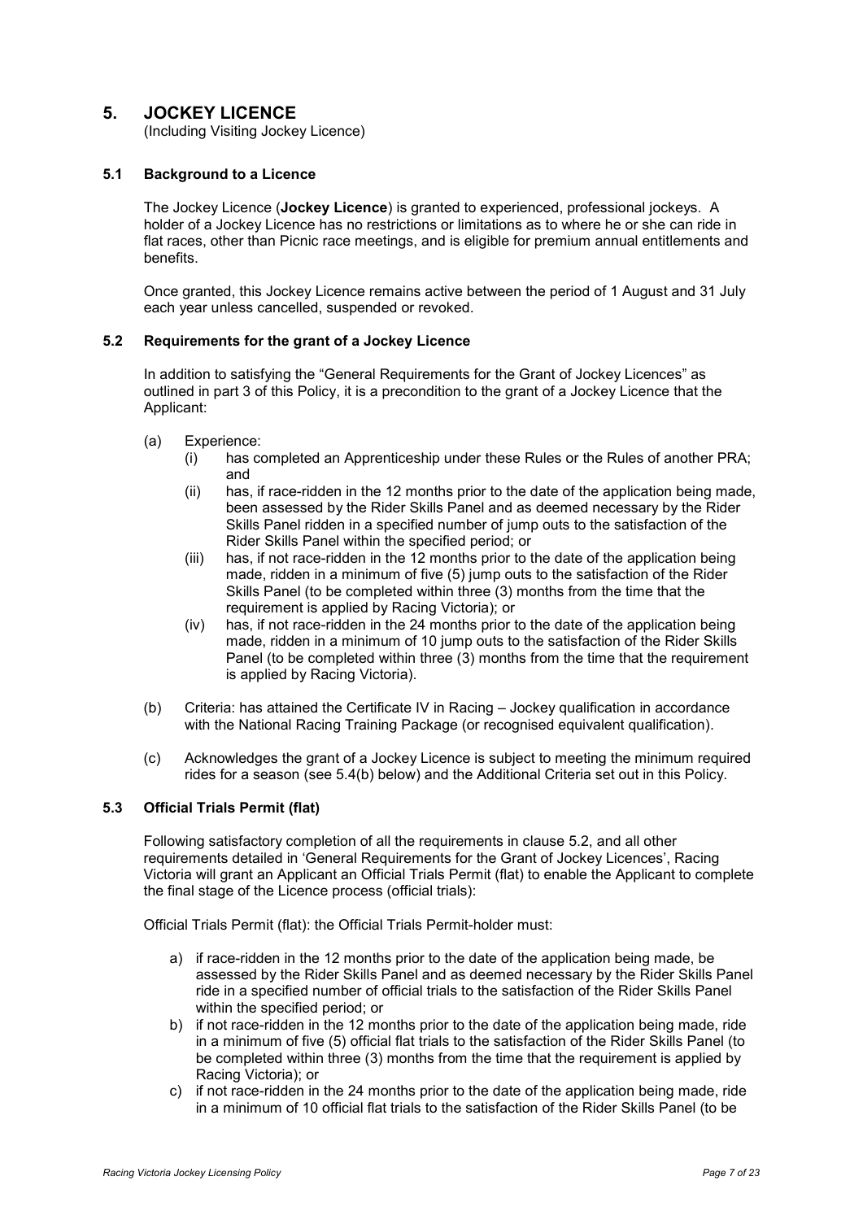## 5. JOCKEY LICENCE

(Including Visiting Jockey Licence)

### 5.1 Background to a Licence

The Jockey Licence (**Jockey Licence**) is granted to experienced, professional jockeys. A holder of a Jockey Licence has no restrictions or limitations as to where he or she can ride in flat races, other than Picnic race meetings, and is eligible for premium annual entitlements and benefits.

Once granted, this Jockey Licence remains active between the period of 1 August and 31 July each year unless cancelled, suspended or revoked.

### 5.2 Requirements for the grant of a Jockey Licence

In addition to satisfying the "General Requirements for the Grant of Jockey Licences" as outlined in part 3 of this Policy, it is a precondition to the grant of a Jockey Licence that the Applicant:

(a) Experience:
   (i) has completed an Apprenticeship under these Rules or the Rules of another PRA; and
   (ii) has, if race-ridden in the 12 months prior to the date of the application being made, been assessed by the Rider Skills Panel and as deemed necessary by the Rider Skills Panel ridden in a specified number of jump outs to the satisfaction of the Rider Skills Panel within the specified period; or
   (iii) has, if not race-ridden in the 12 months prior to the date of the application being made, ridden in a minimum of five (5) jump outs to the satisfaction of the Rider Skills Panel (to be completed within three (3) months from the time that the requirement is applied by Racing Victoria); or
   (iv) has, if not race-ridden in the 24 months prior to the date of the application being made, ridden in a minimum of 10 jump outs to the satisfaction of the Rider Skills Panel (to be completed within three (3) months from the time that the requirement is applied by Racing Victoria).

(b) Criteria: has attained the Certificate IV in Racing – Jockey qualification in accordance with the National Racing Training Package (or recognised equivalent qualification).

(c) Acknowledges the grant of a Jockey Licence is subject to meeting the minimum required rides for a season (see 5.4(b) below) and the Additional Criteria set out in this Policy.

### 5.3 Official Trials Permit (flat)

Following satisfactory completion of all the requirements in clause 5.2, and all other requirements detailed in 'General Requirements for the Grant of Jockey Licences', Racing Victoria will grant an Applicant an Official Trials Permit (flat) to enable the Applicant to complete the final stage of the Licence process (official trials):

Official Trials Permit (flat): the Official Trials Permit-holder must:

a) if race-ridden in the 12 months prior to the date of the application being made, be assessed by the Rider Skills Panel and as deemed necessary by the Rider Skills Panel ride in a specified number of official trials to the satisfaction of the Rider Skills Panel within the specified period; or
b) if not race-ridden in the 12 months prior to the date of the application being made, ride in a minimum of five (5) official flat trials to the satisfaction of the Rider Skills Panel (to be completed within three (3) months from the time that the requirement is applied by Racing Victoria); or
c) if not race-ridden in the 24 months prior to the date of the application being made, ride in a minimum of 10 official flat trials to the satisfaction of the Rider Skills Panel (to be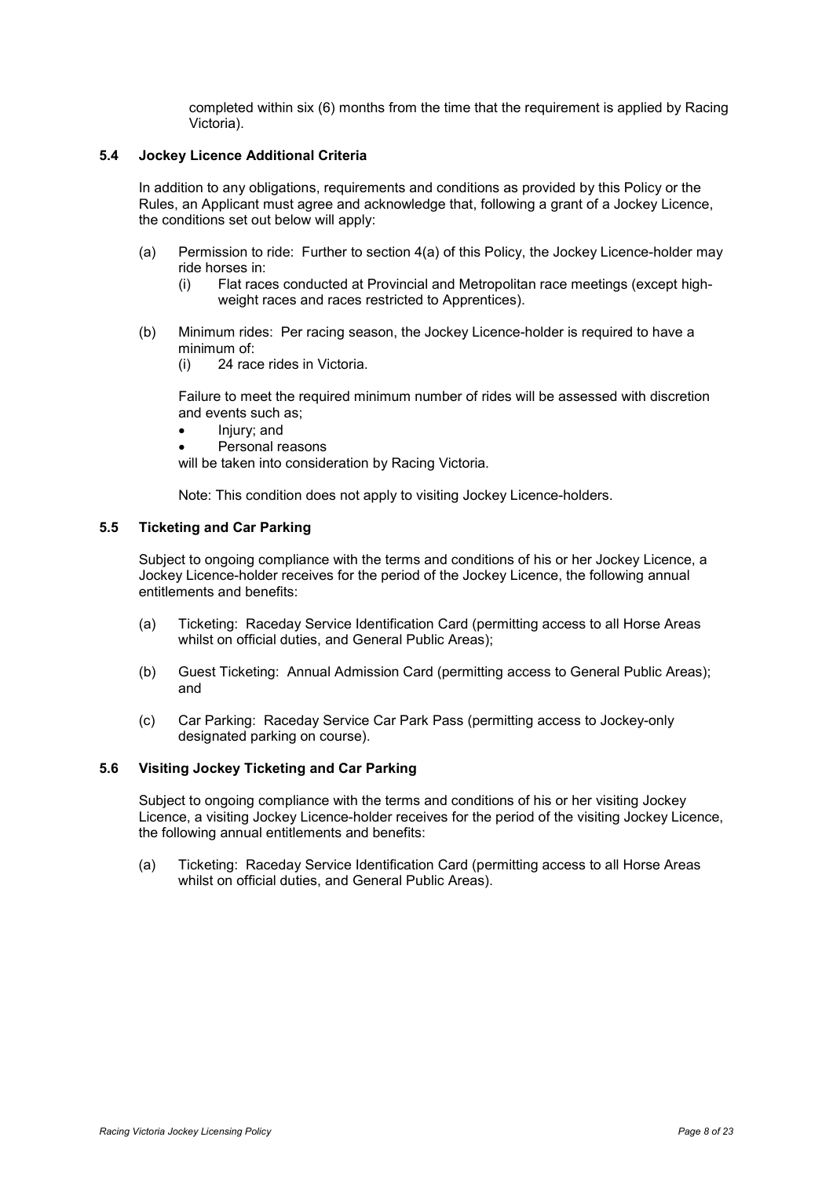completed within six (6) months from the time that the requirement is applied by Racing Victoria).

### 5.4 Jockey Licence Additional Criteria

In addition to any obligations, requirements and conditions as provided by this Policy or the Rules, an Applicant must agree and acknowledge that, following a grant of a Jockey Licence, the conditions set out below will apply:

(a) Permission to ride: Further to section 4(a) of this Policy, the Jockey Licence-holder may ride horses in:

  (i) Flat races conducted at Provincial and Metropolitan race meetings (except high-weight races and races restricted to Apprentices).

(b) Minimum rides: Per racing season, the Jockey Licence-holder is required to have a minimum of:

  (i) 24 race rides in Victoria.

  Failure to meet the required minimum number of rides will be assessed with discretion and events such as;

  - Injury; and
  - Personal reasons

  will be taken into consideration by Racing Victoria.

  Note: This condition does not apply to visiting Jockey Licence-holders.

### 5.5 Ticketing and Car Parking

Subject to ongoing compliance with the terms and conditions of his or her Jockey Licence, a Jockey Licence-holder receives for the period of the Jockey Licence, the following annual entitlements and benefits:

(a) Ticketing: Raceday Service Identification Card (permitting access to all Horse Areas whilst on official duties, and General Public Areas);

(b) Guest Ticketing: Annual Admission Card (permitting access to General Public Areas); and

(c) Car Parking: Raceday Service Car Park Pass (permitting access to Jockey-only designated parking on course).

### 5.6 Visiting Jockey Ticketing and Car Parking

Subject to ongoing compliance with the terms and conditions of his or her visiting Jockey Licence, a visiting Jockey Licence-holder receives for the period of the visiting Jockey Licence, the following annual entitlements and benefits:

(a) Ticketing: Raceday Service Identification Card (permitting access to all Horse Areas whilst on official duties, and General Public Areas).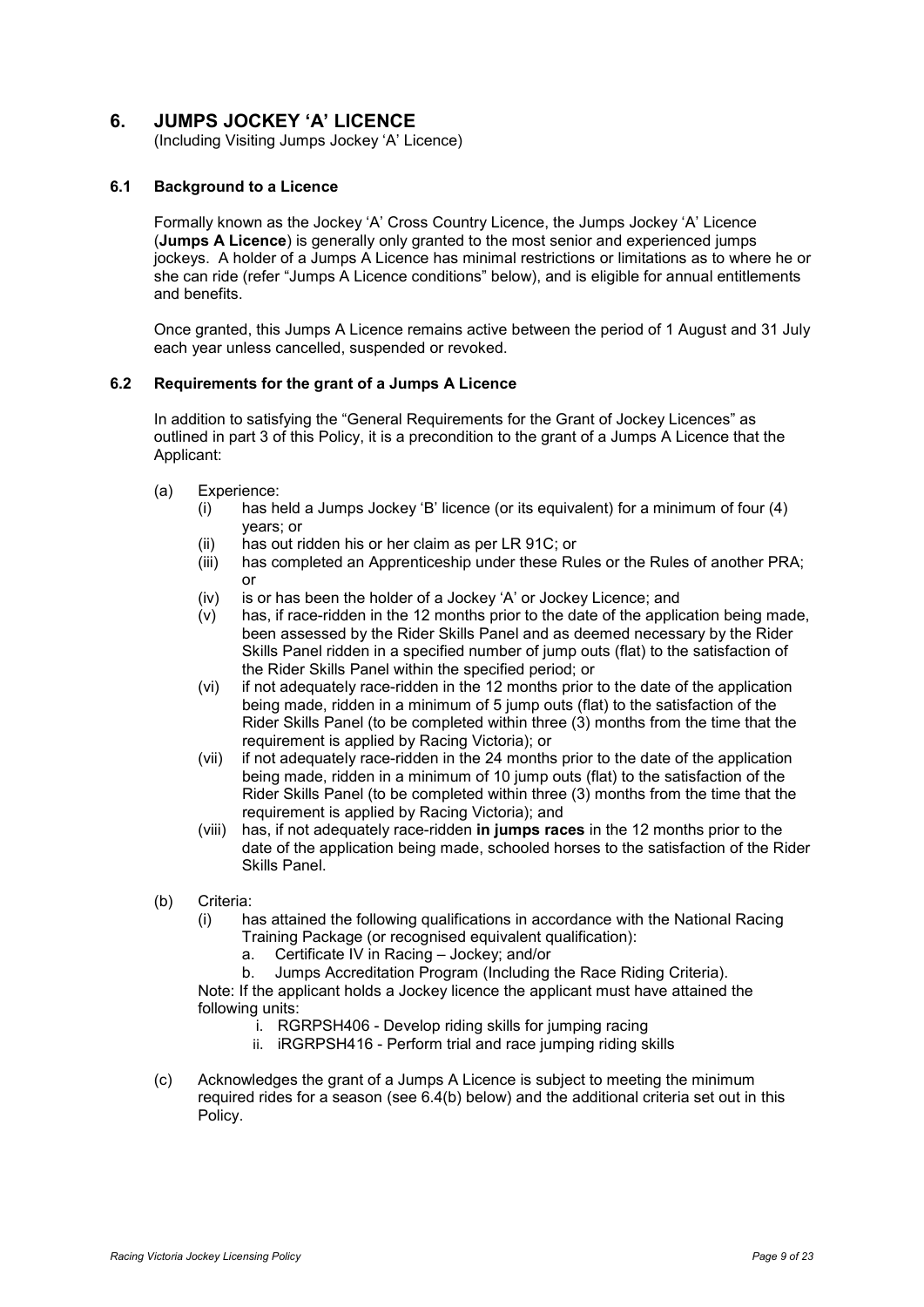## 6. JUMPS JOCKEY 'A' LICENCE

(Including Visiting Jumps Jockey 'A' Licence)

### 6.1 Background to a Licence

Formally known as the Jockey 'A' Cross Country Licence, the Jumps Jockey 'A' Licence (**Jumps A Licence**) is generally only granted to the most senior and experienced jumps jockeys. A holder of a Jumps A Licence has minimal restrictions or limitations as to where he or she can ride (refer "Jumps A Licence conditions" below), and is eligible for annual entitlements and benefits.

Once granted, this Jumps A Licence remains active between the period of 1 August and 31 July each year unless cancelled, suspended or revoked.

### 6.2 Requirements for the grant of a Jumps A Licence

In addition to satisfying the "General Requirements for the Grant of Jockey Licences" as outlined in part 3 of this Policy, it is a precondition to the grant of a Jumps A Licence that the Applicant:

(a) Experience:

- (i) has held a Jumps Jockey 'B' licence (or its equivalent) for a minimum of four (4) years; or
- (ii) has out ridden his or her claim as per LR 91C; or
- (iii) has completed an Apprenticeship under these Rules or the Rules of another PRA; or
- (iv) is or has been the holder of a Jockey 'A' or Jockey Licence; and
- (v) has, if race-ridden in the 12 months prior to the date of the application being made, been assessed by the Rider Skills Panel and as deemed necessary by the Rider Skills Panel ridden in a specified number of jump outs (flat) to the satisfaction of the Rider Skills Panel within the specified period; or
- (vi) if not adequately race-ridden in the 12 months prior to the date of the application being made, ridden in a minimum of 5 jump outs (flat) to the satisfaction of the Rider Skills Panel (to be completed within three (3) months from the time that the requirement is applied by Racing Victoria); or
- (vii) if not adequately race-ridden in the 24 months prior to the date of the application being made, ridden in a minimum of 10 jump outs (flat) to the satisfaction of the Rider Skills Panel (to be completed within three (3) months from the time that the requirement is applied by Racing Victoria); and
- (viii) has, if not adequately race-ridden **in jumps races** in the 12 months prior to the date of the application being made, schooled horses to the satisfaction of the Rider Skills Panel.

(b) Criteria:

- (i) has attained the following qualifications in accordance with the National Racing Training Package (or recognised equivalent qualification):
  - a. Certificate IV in Racing – Jockey; and/or
  - b. Jumps Accreditation Program (Including the Race Riding Criteria).

Note: If the applicant holds a Jockey licence the applicant must have attained the following units:

- i. RGRPSH406 - Develop riding skills for jumping racing
- ii. iRGRPSH416 - Perform trial and race jumping riding skills

(c) Acknowledges the grant of a Jumps A Licence is subject to meeting the minimum required rides for a season (see 6.4(b) below) and the additional criteria set out in this Policy.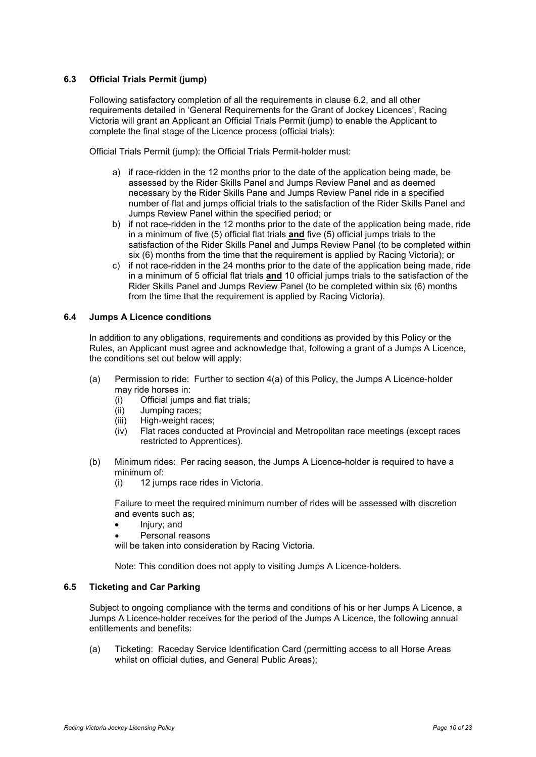### 6.3 Official Trials Permit (jump)

Following satisfactory completion of all the requirements in clause 6.2, and all other requirements detailed in 'General Requirements for the Grant of Jockey Licences', Racing Victoria will grant an Applicant an Official Trials Permit (jump) to enable the Applicant to complete the final stage of the Licence process (official trials):

Official Trials Permit (jump): the Official Trials Permit-holder must:

a) if race-ridden in the 12 months prior to the date of the application being made, be assessed by the Rider Skills Panel and Jumps Review Panel and as deemed necessary by the Rider Skills Pane and Jumps Review Panel ride in a specified number of flat and jumps official trials to the satisfaction of the Rider Skills Panel and Jumps Review Panel within the specified period; or
b) if not race-ridden in the 12 months prior to the date of the application being made, ride in a minimum of five (5) official flat trials **and** five (5) official jumps trials to the satisfaction of the Rider Skills Panel and Jumps Review Panel (to be completed within six (6) months from the time that the requirement is applied by Racing Victoria); or
c) if not race-ridden in the 24 months prior to the date of the application being made, ride in a minimum of 5 official flat trials **and** 10 official jumps trials to the satisfaction of the Rider Skills Panel and Jumps Review Panel (to be completed within six (6) months from the time that the requirement is applied by Racing Victoria).

### 6.4 Jumps A Licence conditions

In addition to any obligations, requirements and conditions as provided by this Policy or the Rules, an Applicant must agree and acknowledge that, following a grant of a Jumps A Licence, the conditions set out below will apply:

(a) Permission to ride: Further to section 4(a) of this Policy, the Jumps A Licence-holder may ride horses in:
  (i) Official jumps and flat trials;
  (ii) Jumping races;
  (iii) High-weight races;
  (iv) Flat races conducted at Provincial and Metropolitan race meetings (except races restricted to Apprentices).

(b) Minimum rides: Per racing season, the Jumps A Licence-holder is required to have a minimum of:
  (i) 12 jumps race rides in Victoria.

  Failure to meet the required minimum number of rides will be assessed with discretion and events such as;
  - Injury; and
  - Personal reasons

  will be taken into consideration by Racing Victoria.

  Note: This condition does not apply to visiting Jumps A Licence-holders.

### 6.5 Ticketing and Car Parking

Subject to ongoing compliance with the terms and conditions of his or her Jumps A Licence, a Jumps A Licence-holder receives for the period of the Jumps A Licence, the following annual entitlements and benefits:

(a) Ticketing: Raceday Service Identification Card (permitting access to all Horse Areas whilst on official duties, and General Public Areas);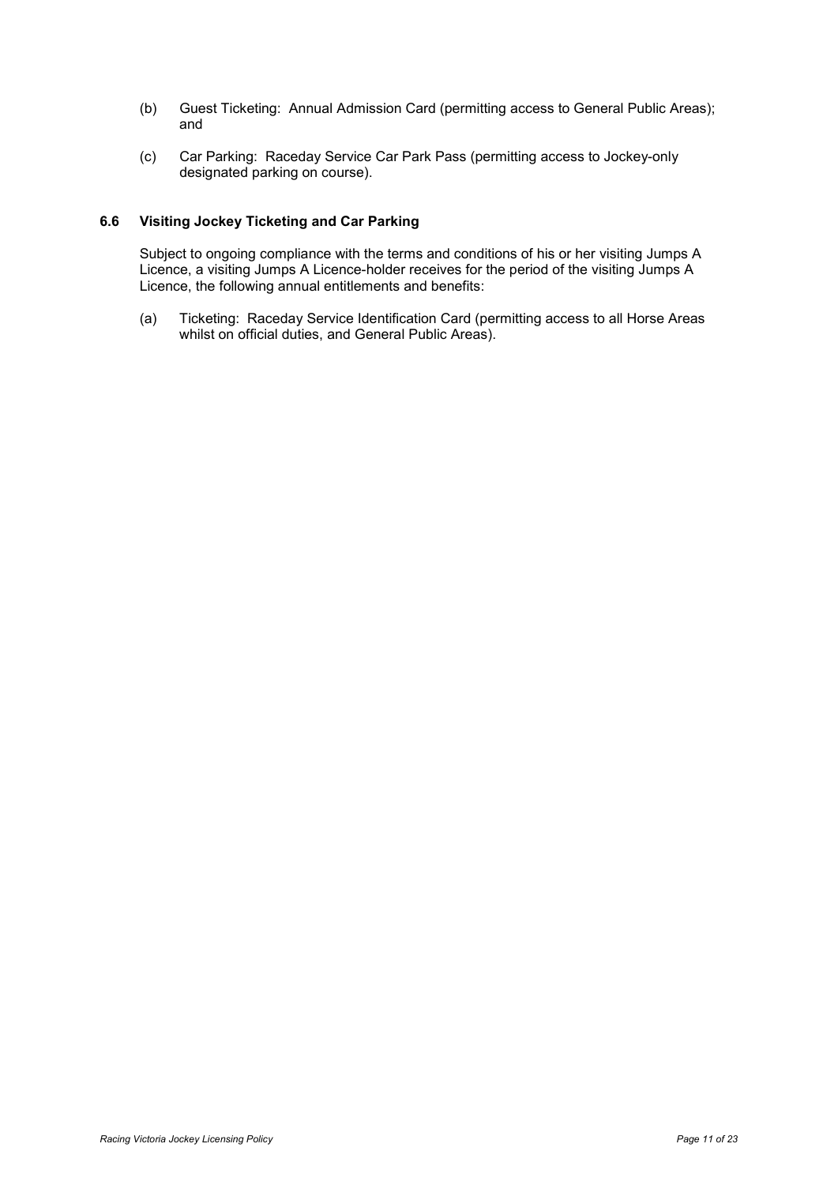(b) Guest Ticketing: Annual Admission Card (permitting access to General Public Areas); and

(c) Car Parking: Raceday Service Car Park Pass (permitting access to Jockey-only designated parking on course).

### 6.6 Visiting Jockey Ticketing and Car Parking

Subject to ongoing compliance with the terms and conditions of his or her visiting Jumps A Licence, a visiting Jumps A Licence-holder receives for the period of the visiting Jumps A Licence, the following annual entitlements and benefits:

(a) Ticketing: Raceday Service Identification Card (permitting access to all Horse Areas whilst on official duties, and General Public Areas).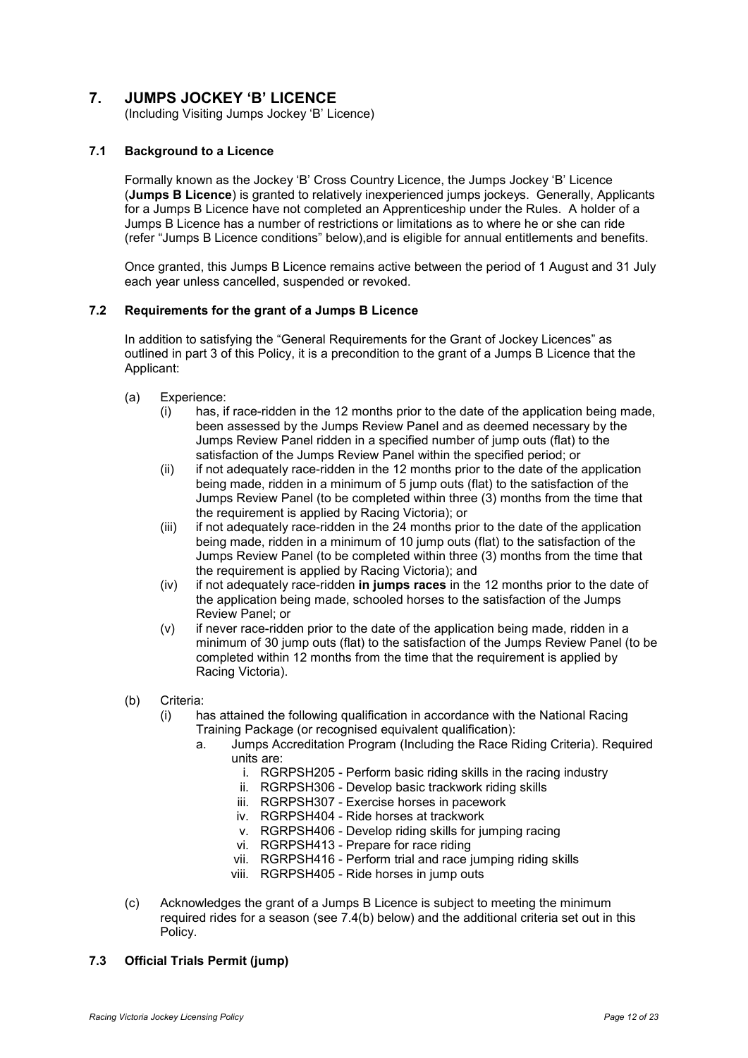## 7. JUMPS JOCKEY 'B' LICENCE

(Including Visiting Jumps Jockey 'B' Licence)

### 7.1 Background to a Licence

Formally known as the Jockey 'B' Cross Country Licence, the Jumps Jockey 'B' Licence (**Jumps B Licence**) is granted to relatively inexperienced jumps jockeys. Generally, Applicants for a Jumps B Licence have not completed an Apprenticeship under the Rules. A holder of a Jumps B Licence has a number of restrictions or limitations as to where he or she can ride (refer "Jumps B Licence conditions" below),and is eligible for annual entitlements and benefits.

Once granted, this Jumps B Licence remains active between the period of 1 August and 31 July each year unless cancelled, suspended or revoked.

### 7.2 Requirements for the grant of a Jumps B Licence

In addition to satisfying the "General Requirements for the Grant of Jockey Licences" as outlined in part 3 of this Policy, it is a precondition to the grant of a Jumps B Licence that the Applicant:

(a) Experience:

- (i) has, if race-ridden in the 12 months prior to the date of the application being made, been assessed by the Jumps Review Panel and as deemed necessary by the Jumps Review Panel ridden in a specified number of jump outs (flat) to the satisfaction of the Jumps Review Panel within the specified period; or
- (ii) if not adequately race-ridden in the 12 months prior to the date of the application being made, ridden in a minimum of 5 jump outs (flat) to the satisfaction of the Jumps Review Panel (to be completed within three (3) months from the time that the requirement is applied by Racing Victoria); or
- (iii) if not adequately race-ridden in the 24 months prior to the date of the application being made, ridden in a minimum of 10 jump outs (flat) to the satisfaction of the Jumps Review Panel (to be completed within three (3) months from the time that the requirement is applied by Racing Victoria); and
- (iv) if not adequately race-ridden **in jumps races** in the 12 months prior to the date of the application being made, schooled horses to the satisfaction of the Jumps Review Panel; or
- (v) if never race-ridden prior to the date of the application being made, ridden in a minimum of 30 jump outs (flat) to the satisfaction of the Jumps Review Panel (to be completed within 12 months from the time that the requirement is applied by Racing Victoria).

(b) Criteria:

- (i) has attained the following qualification in accordance with the National Racing Training Package (or recognised equivalent qualification):
  - a. Jumps Accreditation Program (Including the Race Riding Criteria). Required units are:
    - i. RGRPSH205 - Perform basic riding skills in the racing industry
    - ii. RGRPSH306 - Develop basic trackwork riding skills
    - iii. RGRPSH307 - Exercise horses in pacework
    - iv. RGRPSH404 - Ride horses at trackwork
    - v. RGRPSH406 - Develop riding skills for jumping racing
    - vi. RGRPSH413 - Prepare for race riding
    - vii. RGRPSH416 - Perform trial and race jumping riding skills
    - viii. RGRPSH405 - Ride horses in jump outs

(c) Acknowledges the grant of a Jumps B Licence is subject to meeting the minimum required rides for a season (see 7.4(b) below) and the additional criteria set out in this Policy.

### 7.3 Official Trials Permit (jump)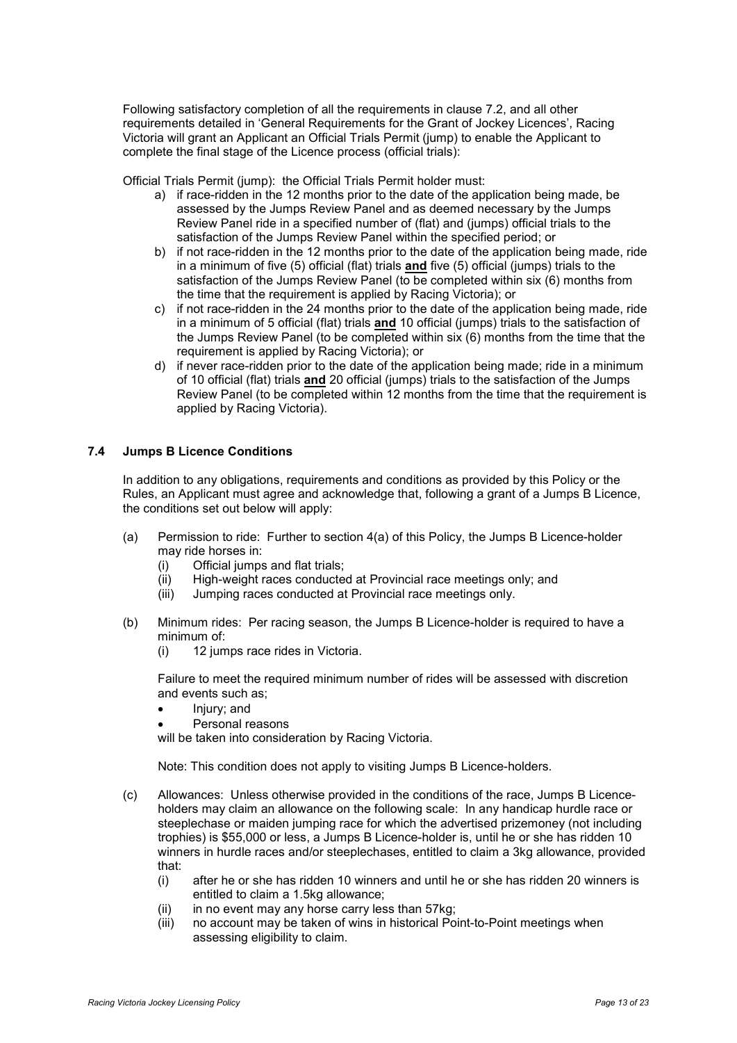Following satisfactory completion of all the requirements in clause 7.2, and all other requirements detailed in 'General Requirements for the Grant of Jockey Licences', Racing Victoria will grant an Applicant an Official Trials Permit (jump) to enable the Applicant to complete the final stage of the Licence process (official trials):

Official Trials Permit (jump): the Official Trials Permit holder must:

a) if race-ridden in the 12 months prior to the date of the application being made, be assessed by the Jumps Review Panel and as deemed necessary by the Jumps Review Panel ride in a specified number of (flat) and (jumps) official trials to the satisfaction of the Jumps Review Panel within the specified period; or
b) if not race-ridden in the 12 months prior to the date of the application being made, ride in a minimum of five (5) official (flat) trials **and** five (5) official (jumps) trials to the satisfaction of the Jumps Review Panel (to be completed within six (6) months from the time that the requirement is applied by Racing Victoria); or
c) if not race-ridden in the 24 months prior to the date of the application being made, ride in a minimum of 5 official (flat) trials **and** 10 official (jumps) trials to the satisfaction of the Jumps Review Panel (to be completed within six (6) months from the time that the requirement is applied by Racing Victoria); or
d) if never race-ridden prior to the date of the application being made; ride in a minimum of 10 official (flat) trials **and** 20 official (jumps) trials to the satisfaction of the Jumps Review Panel (to be completed within 12 months from the time that the requirement is applied by Racing Victoria).

### 7.4 Jumps B Licence Conditions

In addition to any obligations, requirements and conditions as provided by this Policy or the Rules, an Applicant must agree and acknowledge that, following a grant of a Jumps B Licence, the conditions set out below will apply:

(a) Permission to ride: Further to section 4(a) of this Policy, the Jumps B Licence-holder may ride horses in:
   (i) Official jumps and flat trials;
   (ii) High-weight races conducted at Provincial race meetings only; and
   (iii) Jumping races conducted at Provincial race meetings only.

(b) Minimum rides: Per racing season, the Jumps B Licence-holder is required to have a minimum of:
   (i) 12 jumps race rides in Victoria.

   Failure to meet the required minimum number of rides will be assessed with discretion and events such as;
   - Injury; and
   - Personal reasons

   will be taken into consideration by Racing Victoria.

   Note: This condition does not apply to visiting Jumps B Licence-holders.

(c) Allowances: Unless otherwise provided in the conditions of the race, Jumps B Licence-holders may claim an allowance on the following scale: In any handicap hurdle race or steeplechase or maiden jumping race for which the advertised prizemoney (not including trophies) is $55,000 or less, a Jumps B Licence-holder is, until he or she has ridden 10 winners in hurdle races and/or steeplechases, entitled to claim a 3kg allowance, provided that:
   (i) after he or she has ridden 10 winners and until he or she has ridden 20 winners is entitled to claim a 1.5kg allowance;
   (ii) in no event may any horse carry less than 57kg;
   (iii) no account may be taken of wins in historical Point-to-Point meetings when assessing eligibility to claim.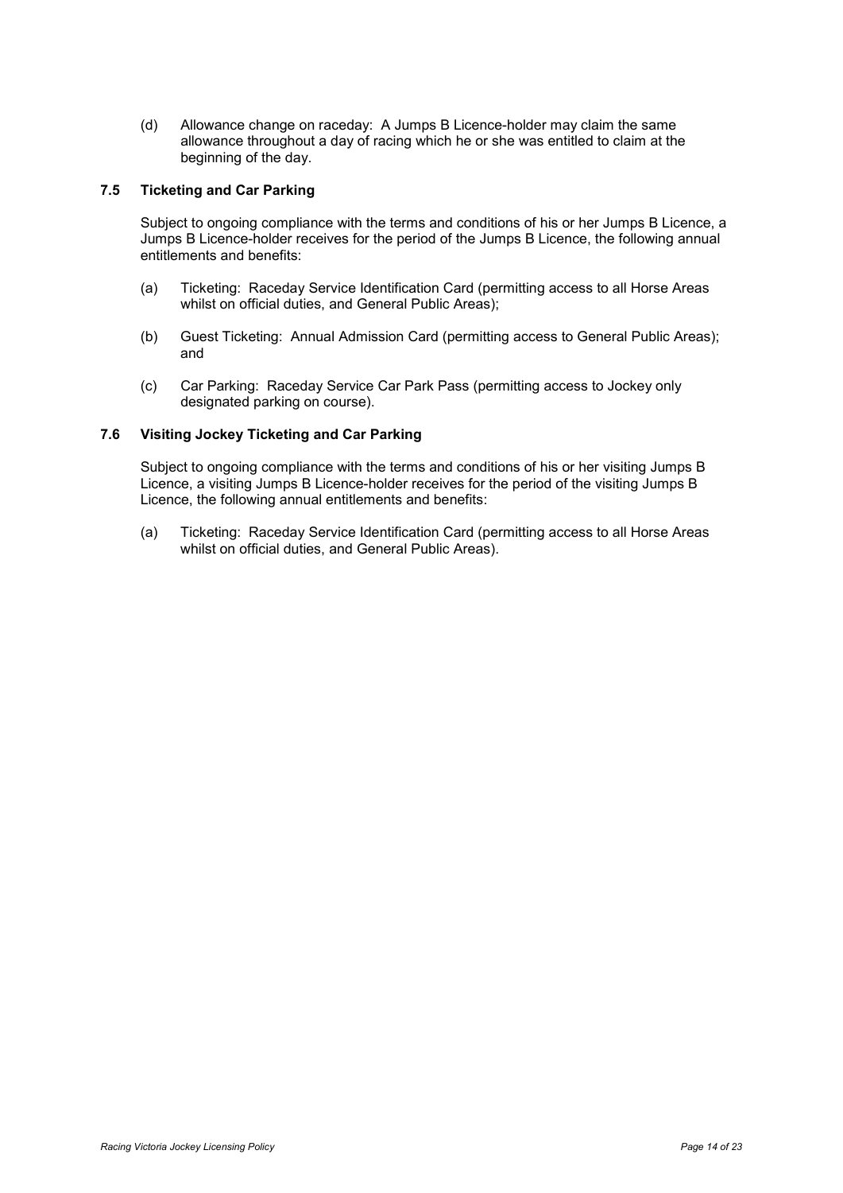(d) Allowance change on raceday: A Jumps B Licence-holder may claim the same allowance throughout a day of racing which he or she was entitled to claim at the beginning of the day.

### 7.5 Ticketing and Car Parking

Subject to ongoing compliance with the terms and conditions of his or her Jumps B Licence, a Jumps B Licence-holder receives for the period of the Jumps B Licence, the following annual entitlements and benefits:

(a) Ticketing: Raceday Service Identification Card (permitting access to all Horse Areas whilst on official duties, and General Public Areas);

(b) Guest Ticketing: Annual Admission Card (permitting access to General Public Areas); and

(c) Car Parking: Raceday Service Car Park Pass (permitting access to Jockey only designated parking on course).

### 7.6 Visiting Jockey Ticketing and Car Parking

Subject to ongoing compliance with the terms and conditions of his or her visiting Jumps B Licence, a visiting Jumps B Licence-holder receives for the period of the visiting Jumps B Licence, the following annual entitlements and benefits:

(a) Ticketing: Raceday Service Identification Card (permitting access to all Horse Areas whilst on official duties, and General Public Areas).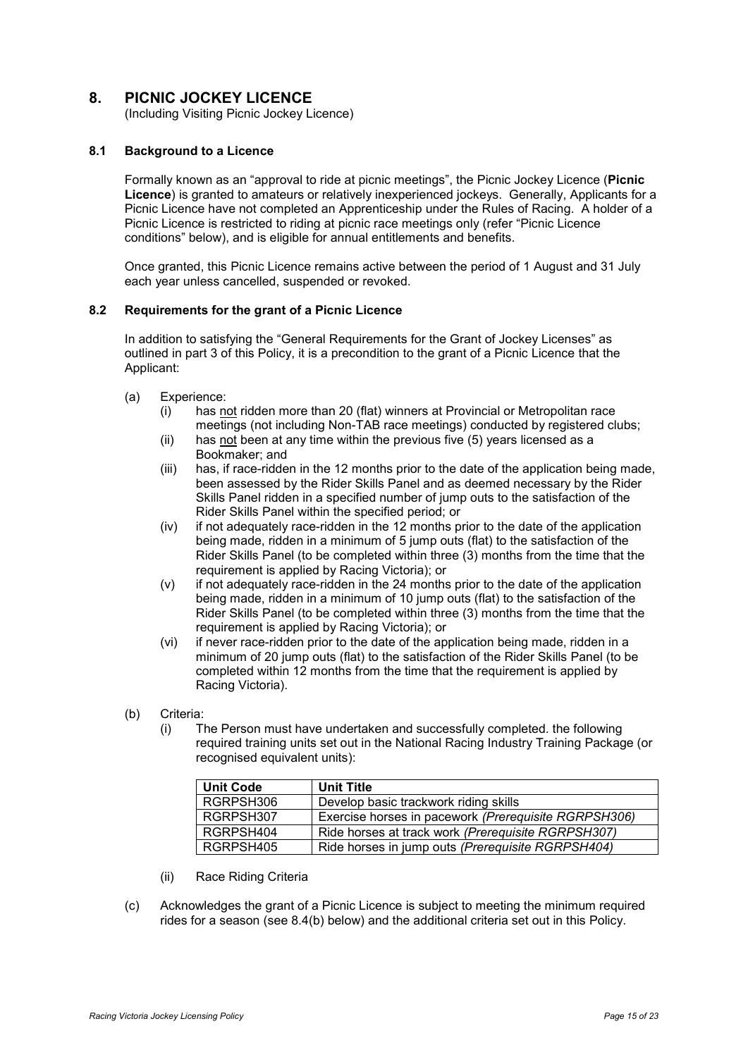# 8. PICNIC JOCKEY LICENCE

(Including Visiting Picnic Jockey Licence)

## 8.1 Background to a Licence

Formally known as an "approval to ride at picnic meetings", the Picnic Jockey Licence (**Picnic Licence**) is granted to amateurs or relatively inexperienced jockeys. Generally, Applicants for a Picnic Licence have not completed an Apprenticeship under the Rules of Racing. A holder of a Picnic Licence is restricted to riding at picnic race meetings only (refer "Picnic Licence conditions" below), and is eligible for annual entitlements and benefits.

Once granted, this Picnic Licence remains active between the period of 1 August and 31 July each year unless cancelled, suspended or revoked.

## 8.2 Requirements for the grant of a Picnic Licence

In addition to satisfying the "General Requirements for the Grant of Jockey Licenses" as outlined in part 3 of this Policy, it is a precondition to the grant of a Picnic Licence that the Applicant:

(a) Experience:

- (i) has not ridden more than 20 (flat) winners at Provincial or Metropolitan race meetings (not including Non-TAB race meetings) conducted by registered clubs;
- (ii) has not been at any time within the previous five (5) years licensed as a Bookmaker; and
- (iii) has, if race-ridden in the 12 months prior to the date of the application being made, been assessed by the Rider Skills Panel and as deemed necessary by the Rider Skills Panel ridden in a specified number of jump outs to the satisfaction of the Rider Skills Panel within the specified period; or
- (iv) if not adequately race-ridden in the 12 months prior to the date of the application being made, ridden in a minimum of 5 jump outs (flat) to the satisfaction of the Rider Skills Panel (to be completed within three (3) months from the time that the requirement is applied by Racing Victoria); or
- (v) if not adequately race-ridden in the 24 months prior to the date of the application being made, ridden in a minimum of 10 jump outs (flat) to the satisfaction of the Rider Skills Panel (to be completed within three (3) months from the time that the requirement is applied by Racing Victoria); or
- (vi) if never race-ridden prior to the date of the application being made, ridden in a minimum of 20 jump outs (flat) to the satisfaction of the Rider Skills Panel (to be completed within 12 months from the time that the requirement is applied by Racing Victoria).

(b) Criteria:

- (i) The Person must have undertaken and successfully completed. the following required training units set out in the National Racing Industry Training Package (or recognised equivalent units):

| Unit Code | Unit Title |
|---|---|
| RGRPSH306 | Develop basic trackwork riding skills |
| RGRPSH307 | Exercise horses in pacework *(Prerequisite RGRPSH306)* |
| RGRPSH404 | Ride horses at track work *(Prerequisite RGRPSH307)* |
| RGRPSH405 | Ride horses in jump outs *(Prerequisite RGRPSH404)* |

- (ii) Race Riding Criteria

(c) Acknowledges the grant of a Picnic Licence is subject to meeting the minimum required rides for a season (see 8.4(b) below) and the additional criteria set out in this Policy.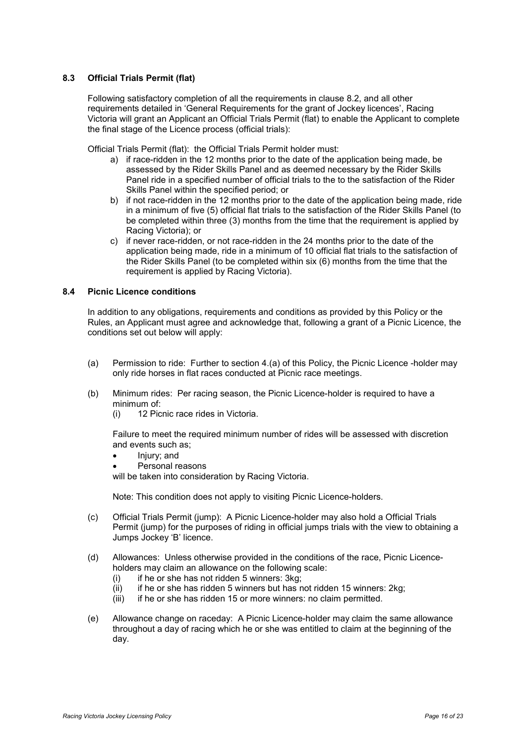### 8.3 Official Trials Permit (flat)

Following satisfactory completion of all the requirements in clause 8.2, and all other requirements detailed in 'General Requirements for the grant of Jockey licences', Racing Victoria will grant an Applicant an Official Trials Permit (flat) to enable the Applicant to complete the final stage of the Licence process (official trials):

Official Trials Permit (flat): the Official Trials Permit holder must:

a) if race-ridden in the 12 months prior to the date of the application being made, be assessed by the Rider Skills Panel and as deemed necessary by the Rider Skills Panel ride in a specified number of official trials to the to the satisfaction of the Rider Skills Panel within the specified period; or
b) if not race-ridden in the 12 months prior to the date of the application being made, ride in a minimum of five (5) official flat trials to the satisfaction of the Rider Skills Panel (to be completed within three (3) months from the time that the requirement is applied by Racing Victoria); or
c) if never race-ridden, or not race-ridden in the 24 months prior to the date of the application being made, ride in a minimum of 10 official flat trials to the satisfaction of the Rider Skills Panel (to be completed within six (6) months from the time that the requirement is applied by Racing Victoria).

### 8.4 Picnic Licence conditions

In addition to any obligations, requirements and conditions as provided by this Policy or the Rules, an Applicant must agree and acknowledge that, following a grant of a Picnic Licence, the conditions set out below will apply:

(a) Permission to ride: Further to section 4.(a) of this Policy, the Picnic Licence -holder may only ride horses in flat races conducted at Picnic race meetings.

(b) Minimum rides: Per racing season, the Picnic Licence-holder is required to have a minimum of:
   (i) 12 Picnic race rides in Victoria.

   Failure to meet the required minimum number of rides will be assessed with discretion and events such as;

   - Injury; and
   - Personal reasons

   will be taken into consideration by Racing Victoria.

   Note: This condition does not apply to visiting Picnic Licence-holders.

(c) Official Trials Permit (jump): A Picnic Licence-holder may also hold a Official Trials Permit (jump) for the purposes of riding in official jumps trials with the view to obtaining a Jumps Jockey 'B' licence.

(d) Allowances: Unless otherwise provided in the conditions of the race, Picnic Licence-holders may claim an allowance on the following scale:
   (i) if he or she has not ridden 5 winners: 3kg;
   (ii) if he or she has ridden 5 winners but has not ridden 15 winners: 2kg;
   (iii) if he or she has ridden 15 or more winners: no claim permitted.

(e) Allowance change on raceday: A Picnic Licence-holder may claim the same allowance throughout a day of racing which he or she was entitled to claim at the beginning of the day.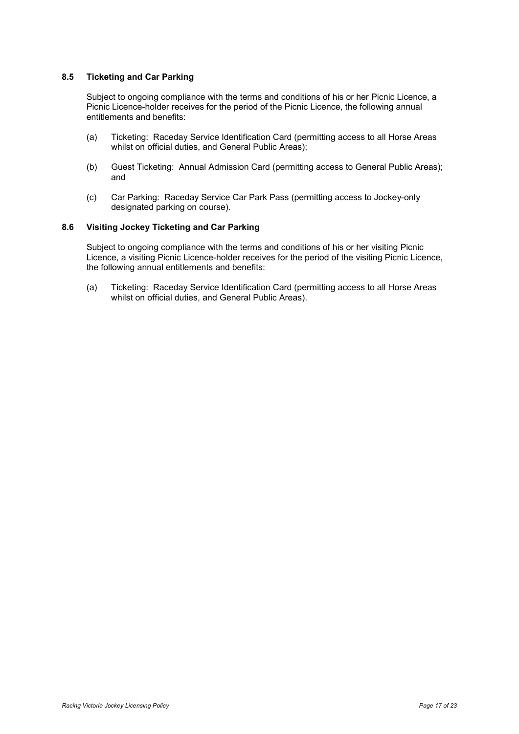### 8.5 Ticketing and Car Parking

Subject to ongoing compliance with the terms and conditions of his or her Picnic Licence, a Picnic Licence-holder receives for the period of the Picnic Licence, the following annual entitlements and benefits:

(a) Ticketing: Raceday Service Identification Card (permitting access to all Horse Areas whilst on official duties, and General Public Areas);

(b) Guest Ticketing: Annual Admission Card (permitting access to General Public Areas); and

(c) Car Parking: Raceday Service Car Park Pass (permitting access to Jockey-only designated parking on course).

### 8.6 Visiting Jockey Ticketing and Car Parking

Subject to ongoing compliance with the terms and conditions of his or her visiting Picnic Licence, a visiting Picnic Licence-holder receives for the period of the visiting Picnic Licence, the following annual entitlements and benefits:

(a) Ticketing: Raceday Service Identification Card (permitting access to all Horse Areas whilst on official duties, and General Public Areas).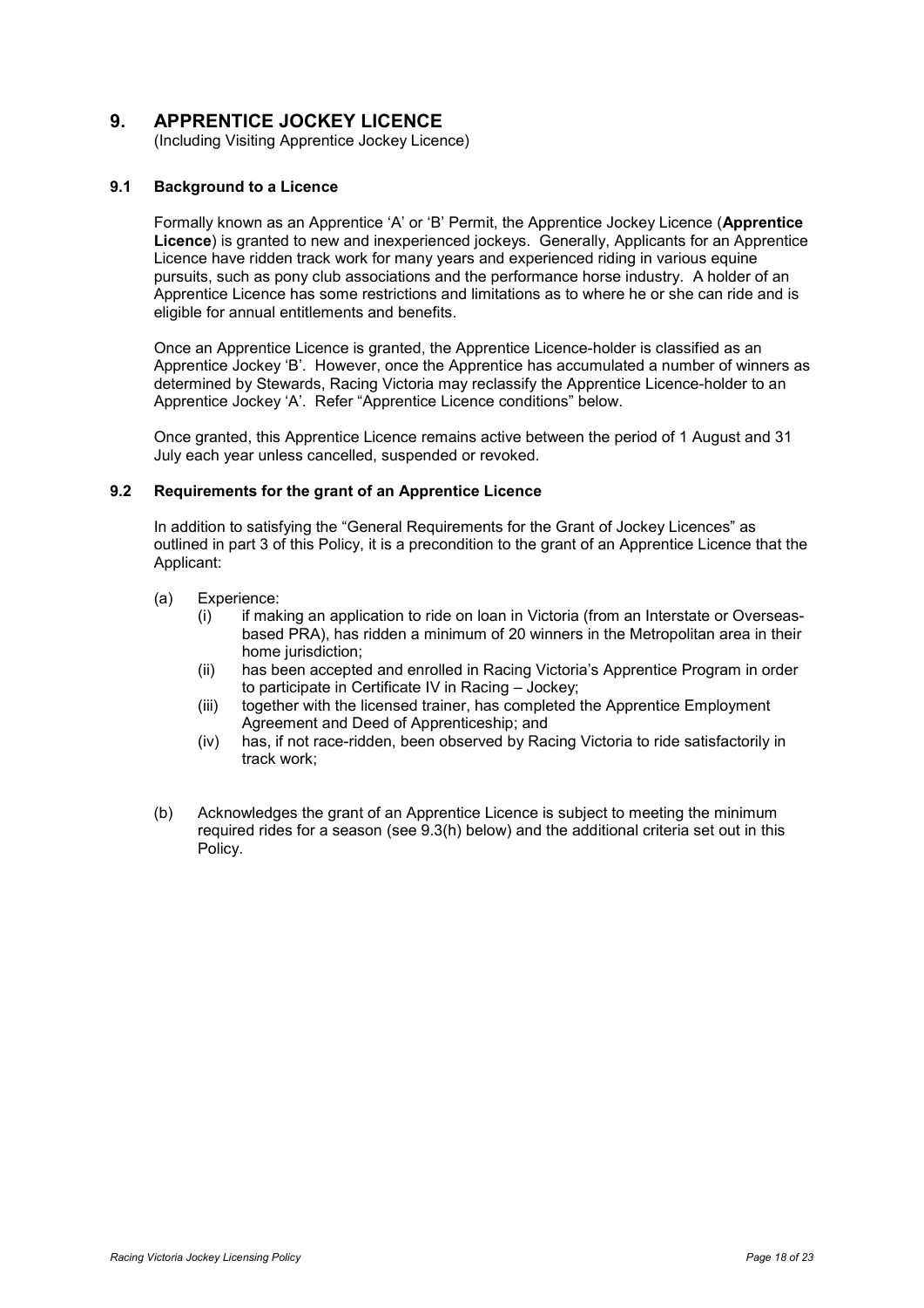# 9. APPRENTICE JOCKEY LICENCE

(Including Visiting Apprentice Jockey Licence)

## 9.1 Background to a Licence

Formally known as an Apprentice 'A' or 'B' Permit, the Apprentice Jockey Licence (**Apprentice Licence**) is granted to new and inexperienced jockeys. Generally, Applicants for an Apprentice Licence have ridden track work for many years and experienced riding in various equine pursuits, such as pony club associations and the performance horse industry. A holder of an Apprentice Licence has some restrictions and limitations as to where he or she can ride and is eligible for annual entitlements and benefits.

Once an Apprentice Licence is granted, the Apprentice Licence-holder is classified as an Apprentice Jockey 'B'. However, once the Apprentice has accumulated a number of winners as determined by Stewards, Racing Victoria may reclassify the Apprentice Licence-holder to an Apprentice Jockey 'A'. Refer "Apprentice Licence conditions" below.

Once granted, this Apprentice Licence remains active between the period of 1 August and 31 July each year unless cancelled, suspended or revoked.

## 9.2 Requirements for the grant of an Apprentice Licence

In addition to satisfying the "General Requirements for the Grant of Jockey Licences" as outlined in part 3 of this Policy, it is a precondition to the grant of an Apprentice Licence that the Applicant:

(a) Experience:

  (i) if making an application to ride on loan in Victoria (from an Interstate or Overseas-based PRA), has ridden a minimum of 20 winners in the Metropolitan area in their home jurisdiction;

  (ii) has been accepted and enrolled in Racing Victoria's Apprentice Program in order to participate in Certificate IV in Racing – Jockey;

  (iii) together with the licensed trainer, has completed the Apprentice Employment Agreement and Deed of Apprenticeship; and

  (iv) has, if not race-ridden, been observed by Racing Victoria to ride satisfactorily in track work;

(b) Acknowledges the grant of an Apprentice Licence is subject to meeting the minimum required rides for a season (see 9.3(h) below) and the additional criteria set out in this Policy.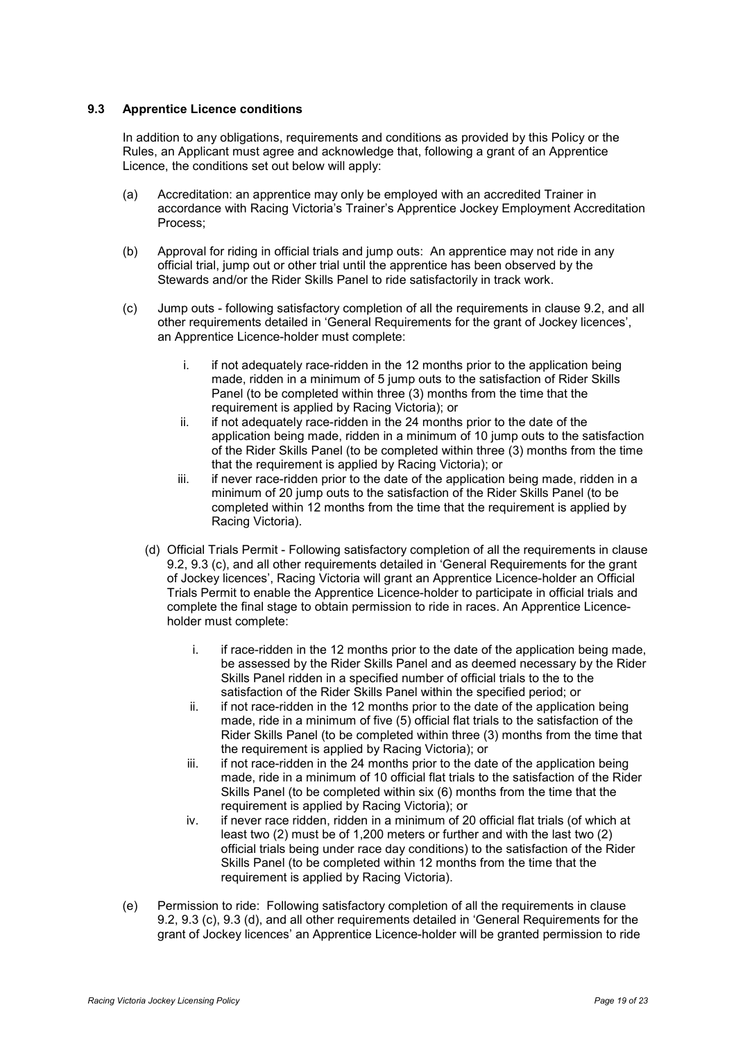### 9.3 Apprentice Licence conditions

In addition to any obligations, requirements and conditions as provided by this Policy or the Rules, an Applicant must agree and acknowledge that, following a grant of an Apprentice Licence, the conditions set out below will apply:

(a) Accreditation: an apprentice may only be employed with an accredited Trainer in accordance with Racing Victoria's Trainer's Apprentice Jockey Employment Accreditation Process;

(b) Approval for riding in official trials and jump outs: An apprentice may not ride in any official trial, jump out or other trial until the apprentice has been observed by the Stewards and/or the Rider Skills Panel to ride satisfactorily in track work.

(c) Jump outs - following satisfactory completion of all the requirements in clause 9.2, and all other requirements detailed in 'General Requirements for the grant of Jockey licences', an Apprentice Licence-holder must complete:

   i. if not adequately race-ridden in the 12 months prior to the application being made, ridden in a minimum of 5 jump outs to the satisfaction of Rider Skills Panel (to be completed within three (3) months from the time that the requirement is applied by Racing Victoria); or
   ii. if not adequately race-ridden in the 24 months prior to the date of the application being made, ridden in a minimum of 10 jump outs to the satisfaction of the Rider Skills Panel (to be completed within three (3) months from the time that the requirement is applied by Racing Victoria); or
   iii. if never race-ridden prior to the date of the application being made, ridden in a minimum of 20 jump outs to the satisfaction of the Rider Skills Panel (to be completed within 12 months from the time that the requirement is applied by Racing Victoria).

(d) Official Trials Permit - Following satisfactory completion of all the requirements in clause 9.2, 9.3 (c), and all other requirements detailed in 'General Requirements for the grant of Jockey licences', Racing Victoria will grant an Apprentice Licence-holder an Official Trials Permit to enable the Apprentice Licence-holder to participate in official trials and complete the final stage to obtain permission to ride in races. An Apprentice Licence-holder must complete:

   i. if race-ridden in the 12 months prior to the date of the application being made, be assessed by the Rider Skills Panel and as deemed necessary by the Rider Skills Panel ridden in a specified number of official trials to the to the satisfaction of the Rider Skills Panel within the specified period; or
   ii. if not race-ridden in the 12 months prior to the date of the application being made, ride in a minimum of five (5) official flat trials to the satisfaction of the Rider Skills Panel (to be completed within three (3) months from the time that the requirement is applied by Racing Victoria); or
   iii. if not race-ridden in the 24 months prior to the date of the application being made, ride in a minimum of 10 official flat trials to the satisfaction of the Rider Skills Panel (to be completed within six (6) months from the time that the requirement is applied by Racing Victoria); or
   iv. if never race ridden, ridden in a minimum of 20 official flat trials (of which at least two (2) must be of 1,200 meters or further and with the last two (2) official trials being under race day conditions) to the satisfaction of the Rider Skills Panel (to be completed within 12 months from the time that the requirement is applied by Racing Victoria).

(e) Permission to ride: Following satisfactory completion of all the requirements in clause 9.2, 9.3 (c), 9.3 (d), and all other requirements detailed in 'General Requirements for the grant of Jockey licences' an Apprentice Licence-holder will be granted permission to ride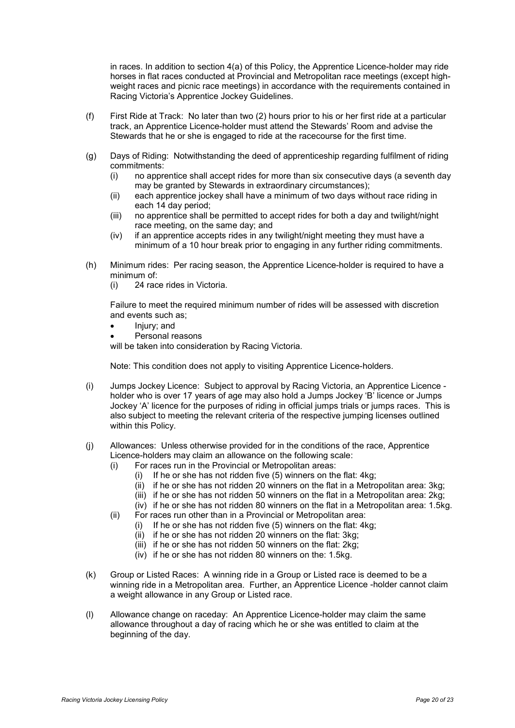in races. In addition to section 4(a) of this Policy, the Apprentice Licence-holder may ride horses in flat races conducted at Provincial and Metropolitan race meetings (except high-weight races and picnic race meetings) in accordance with the requirements contained in Racing Victoria's Apprentice Jockey Guidelines.

(f) First Ride at Track: No later than two (2) hours prior to his or her first ride at a particular track, an Apprentice Licence-holder must attend the Stewards' Room and advise the Stewards that he or she is engaged to ride at the racecourse for the first time.

(g) Days of Riding: Notwithstanding the deed of apprenticeship regarding fulfilment of riding commitments:
   - (i) no apprentice shall accept rides for more than six consecutive days (a seventh day may be granted by Stewards in extraordinary circumstances);
   - (ii) each apprentice jockey shall have a minimum of two days without race riding in each 14 day period;
   - (iii) no apprentice shall be permitted to accept rides for both a day and twilight/night race meeting, on the same day; and
   - (iv) if an apprentice accepts rides in any twilight/night meeting they must have a minimum of a 10 hour break prior to engaging in any further riding commitments.

(h) Minimum rides: Per racing season, the Apprentice Licence-holder is required to have a minimum of:
   - (i) 24 race rides in Victoria.

   Failure to meet the required minimum number of rides will be assessed with discretion and events such as;

   - Injury; and
   - Personal reasons

   will be taken into consideration by Racing Victoria.

   Note: This condition does not apply to visiting Apprentice Licence-holders.

(i) Jumps Jockey Licence: Subject to approval by Racing Victoria, an Apprentice Licence - holder who is over 17 years of age may also hold a Jumps Jockey 'B' licence or Jumps Jockey 'A' licence for the purposes of riding in official jumps trials or jumps races. This is also subject to meeting the relevant criteria of the respective jumping licenses outlined within this Policy.

(j) Allowances: Unless otherwise provided for in the conditions of the race, Apprentice Licence-holders may claim an allowance on the following scale:
   - (i) For races run in the Provincial or Metropolitan areas:
     - (i) If he or she has not ridden five (5) winners on the flat: 4kg;
     - (ii) if he or she has not ridden 20 winners on the flat in a Metropolitan area: 3kg;
     - (iii) if he or she has not ridden 50 winners on the flat in a Metropolitan area: 2kg;
     - (iv) if he or she has not ridden 80 winners on the flat in a Metropolitan area: 1.5kg.
   - (ii) For races run other than in a Provincial or Metropolitan area:
     - (i) If he or she has not ridden five (5) winners on the flat: 4kg;
     - (ii) if he or she has not ridden 20 winners on the flat: 3kg;
     - (iii) if he or she has not ridden 50 winners on the flat: 2kg;
     - (iv) if he or she has not ridden 80 winners on the: 1.5kg.

(k) Group or Listed Races: A winning ride in a Group or Listed race is deemed to be a winning ride in a Metropolitan area. Further, an Apprentice Licence -holder cannot claim a weight allowance in any Group or Listed race.

(l) Allowance change on raceday: An Apprentice Licence-holder may claim the same allowance throughout a day of racing which he or she was entitled to claim at the beginning of the day.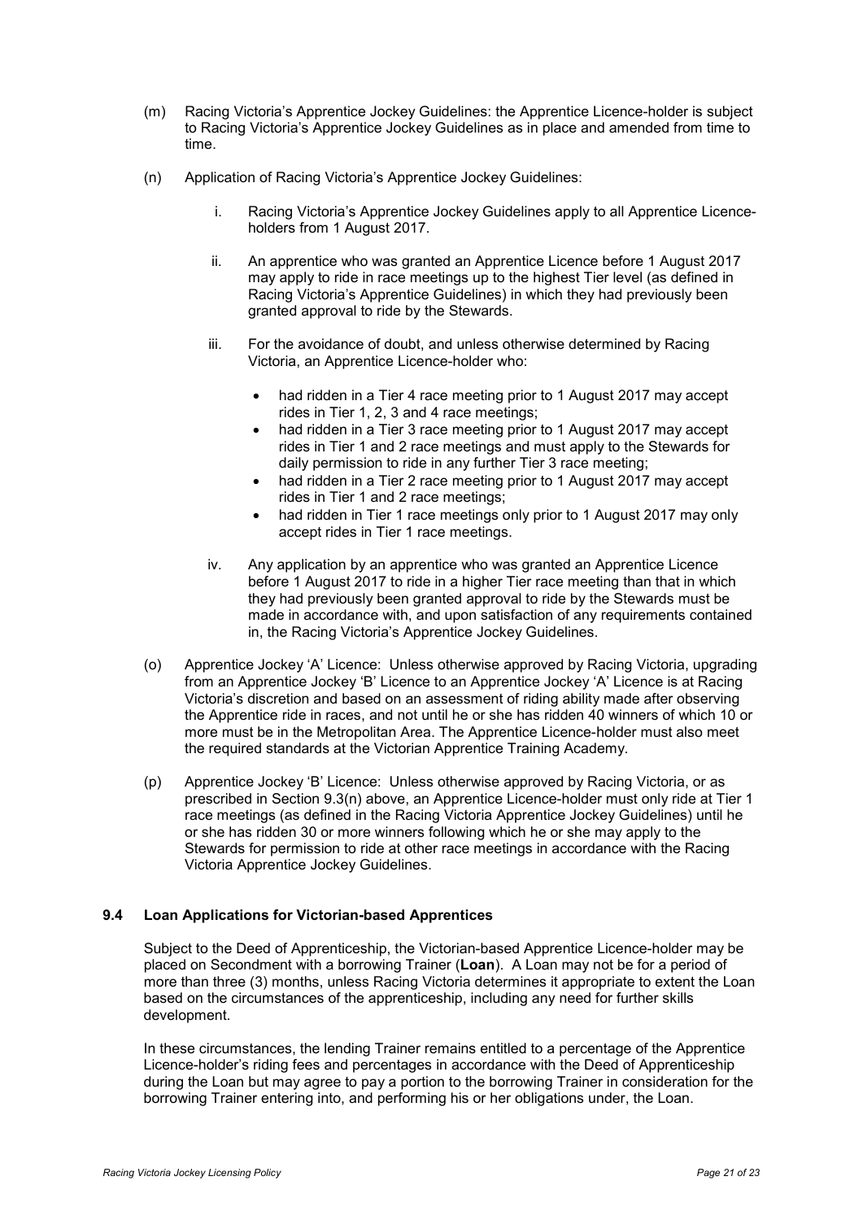(m) Racing Victoria's Apprentice Jockey Guidelines: the Apprentice Licence-holder is subject to Racing Victoria's Apprentice Jockey Guidelines as in place and amended from time to time.

(n) Application of Racing Victoria's Apprentice Jockey Guidelines:

  i. Racing Victoria's Apprentice Jockey Guidelines apply to all Apprentice Licence-holders from 1 August 2017.

  ii. An apprentice who was granted an Apprentice Licence before 1 August 2017 may apply to ride in race meetings up to the highest Tier level (as defined in Racing Victoria's Apprentice Guidelines) in which they had previously been granted approval to ride by the Stewards.

  iii. For the avoidance of doubt, and unless otherwise determined by Racing Victoria, an Apprentice Licence-holder who:

  - had ridden in a Tier 4 race meeting prior to 1 August 2017 may accept rides in Tier 1, 2, 3 and 4 race meetings;
  - had ridden in a Tier 3 race meeting prior to 1 August 2017 may accept rides in Tier 1 and 2 race meetings and must apply to the Stewards for daily permission to ride in any further Tier 3 race meeting;
  - had ridden in a Tier 2 race meeting prior to 1 August 2017 may accept rides in Tier 1 and 2 race meetings;
  - had ridden in Tier 1 race meetings only prior to 1 August 2017 may only accept rides in Tier 1 race meetings.

  iv. Any application by an apprentice who was granted an Apprentice Licence before 1 August 2017 to ride in a higher Tier race meeting than that in which they had previously been granted approval to ride by the Stewards must be made in accordance with, and upon satisfaction of any requirements contained in, the Racing Victoria's Apprentice Jockey Guidelines.

(o) Apprentice Jockey 'A' Licence: Unless otherwise approved by Racing Victoria, upgrading from an Apprentice Jockey 'B' Licence to an Apprentice Jockey 'A' Licence is at Racing Victoria's discretion and based on an assessment of riding ability made after observing the Apprentice ride in races, and not until he or she has ridden 40 winners of which 10 or more must be in the Metropolitan Area. The Apprentice Licence-holder must also meet the required standards at the Victorian Apprentice Training Academy.

(p) Apprentice Jockey 'B' Licence: Unless otherwise approved by Racing Victoria, or as prescribed in Section 9.3(n) above, an Apprentice Licence-holder must only ride at Tier 1 race meetings (as defined in the Racing Victoria Apprentice Jockey Guidelines) until he or she has ridden 30 or more winners following which he or she may apply to the Stewards for permission to ride at other race meetings in accordance with the Racing Victoria Apprentice Jockey Guidelines.

### 9.4 Loan Applications for Victorian-based Apprentices

Subject to the Deed of Apprenticeship, the Victorian-based Apprentice Licence-holder may be placed on Secondment with a borrowing Trainer (**Loan**). A Loan may not be for a period of more than three (3) months, unless Racing Victoria determines it appropriate to extent the Loan based on the circumstances of the apprenticeship, including any need for further skills development.

In these circumstances, the lending Trainer remains entitled to a percentage of the Apprentice Licence-holder's riding fees and percentages in accordance with the Deed of Apprenticeship during the Loan but may agree to pay a portion to the borrowing Trainer in consideration for the borrowing Trainer entering into, and performing his or her obligations under, the Loan.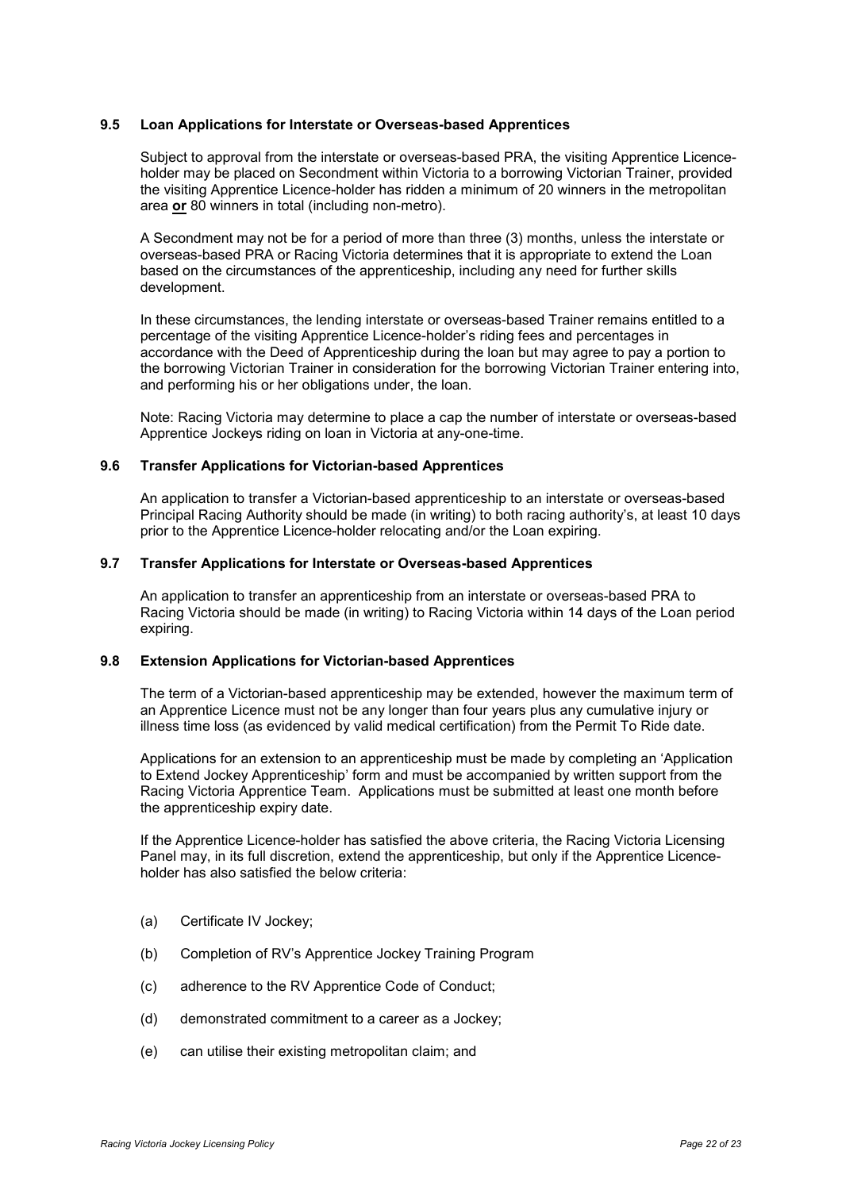### 9.5 Loan Applications for Interstate or Overseas-based Apprentices

Subject to approval from the interstate or overseas-based PRA, the visiting Apprentice Licence-holder may be placed on Secondment within Victoria to a borrowing Victorian Trainer, provided the visiting Apprentice Licence-holder has ridden a minimum of 20 winners in the metropolitan area **or** 80 winners in total (including non-metro).

A Secondment may not be for a period of more than three (3) months, unless the interstate or overseas-based PRA or Racing Victoria determines that it is appropriate to extend the Loan based on the circumstances of the apprenticeship, including any need for further skills development.

In these circumstances, the lending interstate or overseas-based Trainer remains entitled to a percentage of the visiting Apprentice Licence-holder's riding fees and percentages in accordance with the Deed of Apprenticeship during the loan but may agree to pay a portion to the borrowing Victorian Trainer in consideration for the borrowing Victorian Trainer entering into, and performing his or her obligations under, the loan.

Note: Racing Victoria may determine to place a cap the number of interstate or overseas-based Apprentice Jockeys riding on loan in Victoria at any-one-time.

### 9.6 Transfer Applications for Victorian-based Apprentices

An application to transfer a Victorian-based apprenticeship to an interstate or overseas-based Principal Racing Authority should be made (in writing) to both racing authority's, at least 10 days prior to the Apprentice Licence-holder relocating and/or the Loan expiring.

### 9.7 Transfer Applications for Interstate or Overseas-based Apprentices

An application to transfer an apprenticeship from an interstate or overseas-based PRA to Racing Victoria should be made (in writing) to Racing Victoria within 14 days of the Loan period expiring.

### 9.8 Extension Applications for Victorian-based Apprentices

The term of a Victorian-based apprenticeship may be extended, however the maximum term of an Apprentice Licence must not be any longer than four years plus any cumulative injury or illness time loss (as evidenced by valid medical certification) from the Permit To Ride date.

Applications for an extension to an apprenticeship must be made by completing an 'Application to Extend Jockey Apprenticeship' form and must be accompanied by written support from the Racing Victoria Apprentice Team. Applications must be submitted at least one month before the apprenticeship expiry date.

If the Apprentice Licence-holder has satisfied the above criteria, the Racing Victoria Licensing Panel may, in its full discretion, extend the apprenticeship, but only if the Apprentice Licence-holder has also satisfied the below criteria:

(a) Certificate IV Jockey;

(b) Completion of RV's Apprentice Jockey Training Program

(c) adherence to the RV Apprentice Code of Conduct;

(d) demonstrated commitment to a career as a Jockey;

(e) can utilise their existing metropolitan claim; and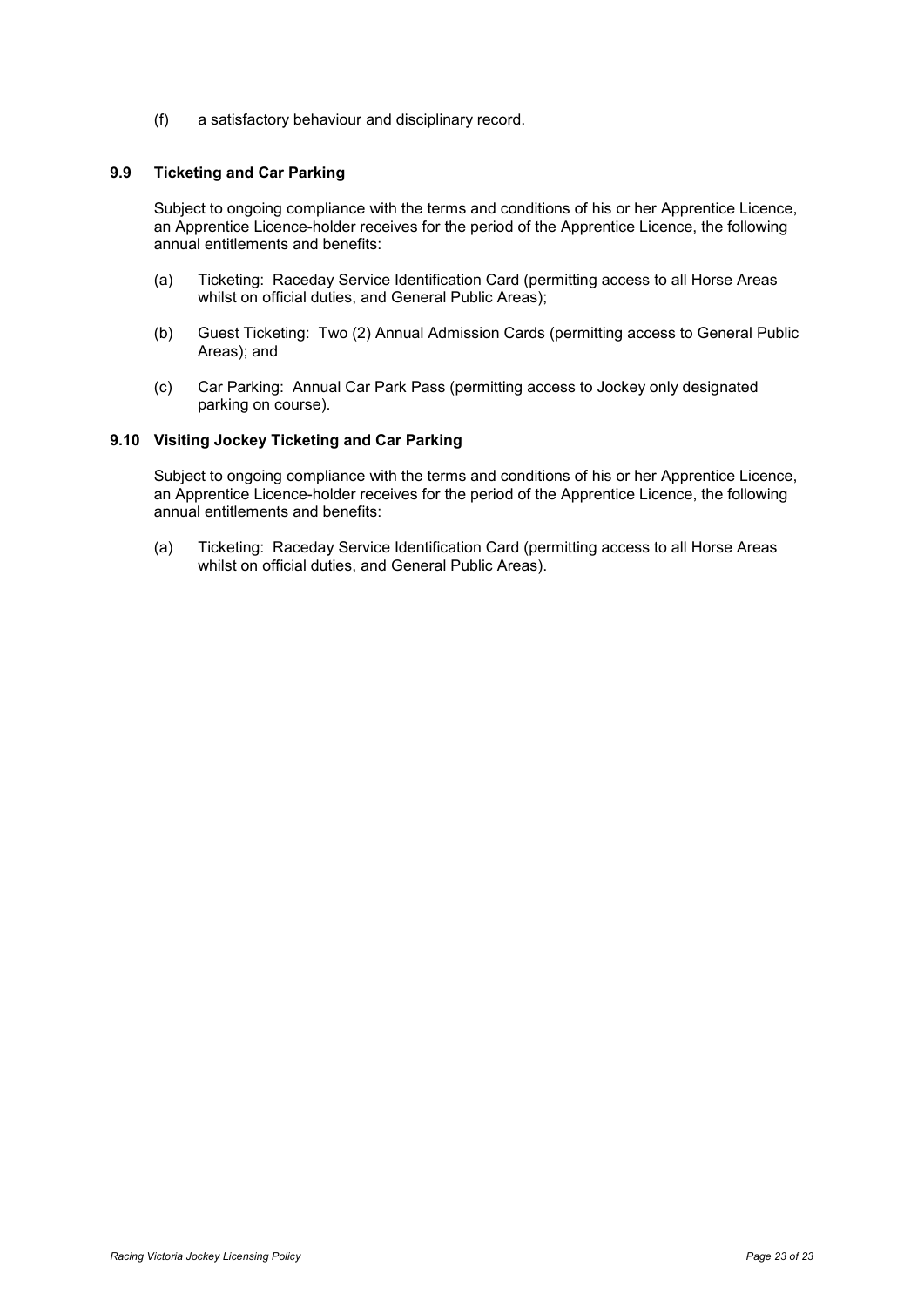(f) a satisfactory behaviour and disciplinary record.

### 9.9 Ticketing and Car Parking

Subject to ongoing compliance with the terms and conditions of his or her Apprentice Licence, an Apprentice Licence-holder receives for the period of the Apprentice Licence, the following annual entitlements and benefits:

(a) Ticketing: Raceday Service Identification Card (permitting access to all Horse Areas whilst on official duties, and General Public Areas);

(b) Guest Ticketing: Two (2) Annual Admission Cards (permitting access to General Public Areas); and

(c) Car Parking: Annual Car Park Pass (permitting access to Jockey only designated parking on course).

### 9.10 Visiting Jockey Ticketing and Car Parking

Subject to ongoing compliance with the terms and conditions of his or her Apprentice Licence, an Apprentice Licence-holder receives for the period of the Apprentice Licence, the following annual entitlements and benefits:

(a) Ticketing: Raceday Service Identification Card (permitting access to all Horse Areas whilst on official duties, and General Public Areas).